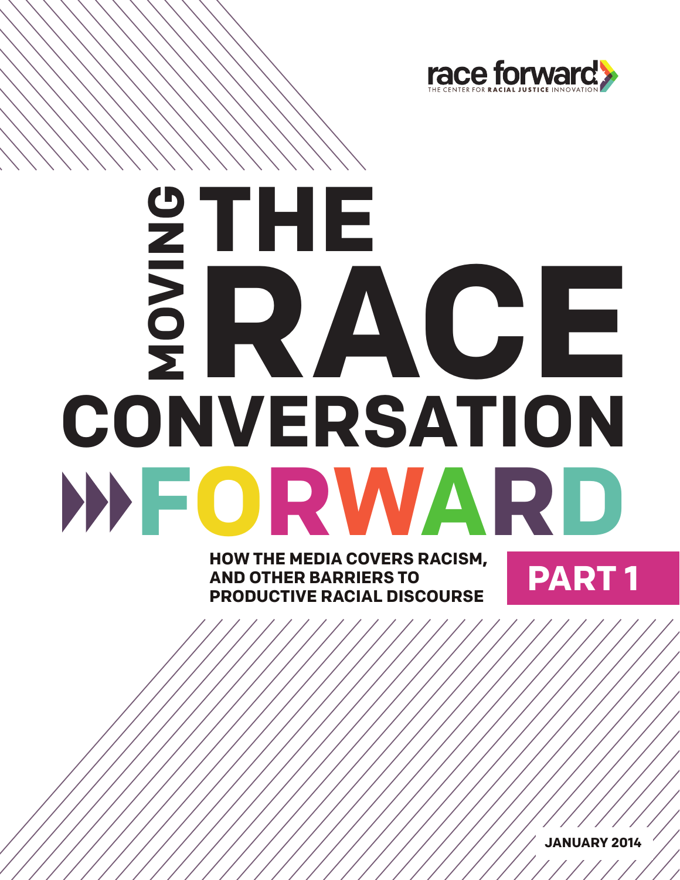race forward
THE CENTER FOR **RACIAL JUSTICE** INNOVATION

# MOVING THE RACE CONVERSATION FORWARD

## HOW THE MEDIA COVERS RACISM, AND OTHER BARRIERS TO PRODUCTIVE RACIAL DISCOURSE

## PART 1

**JANUARY 2014**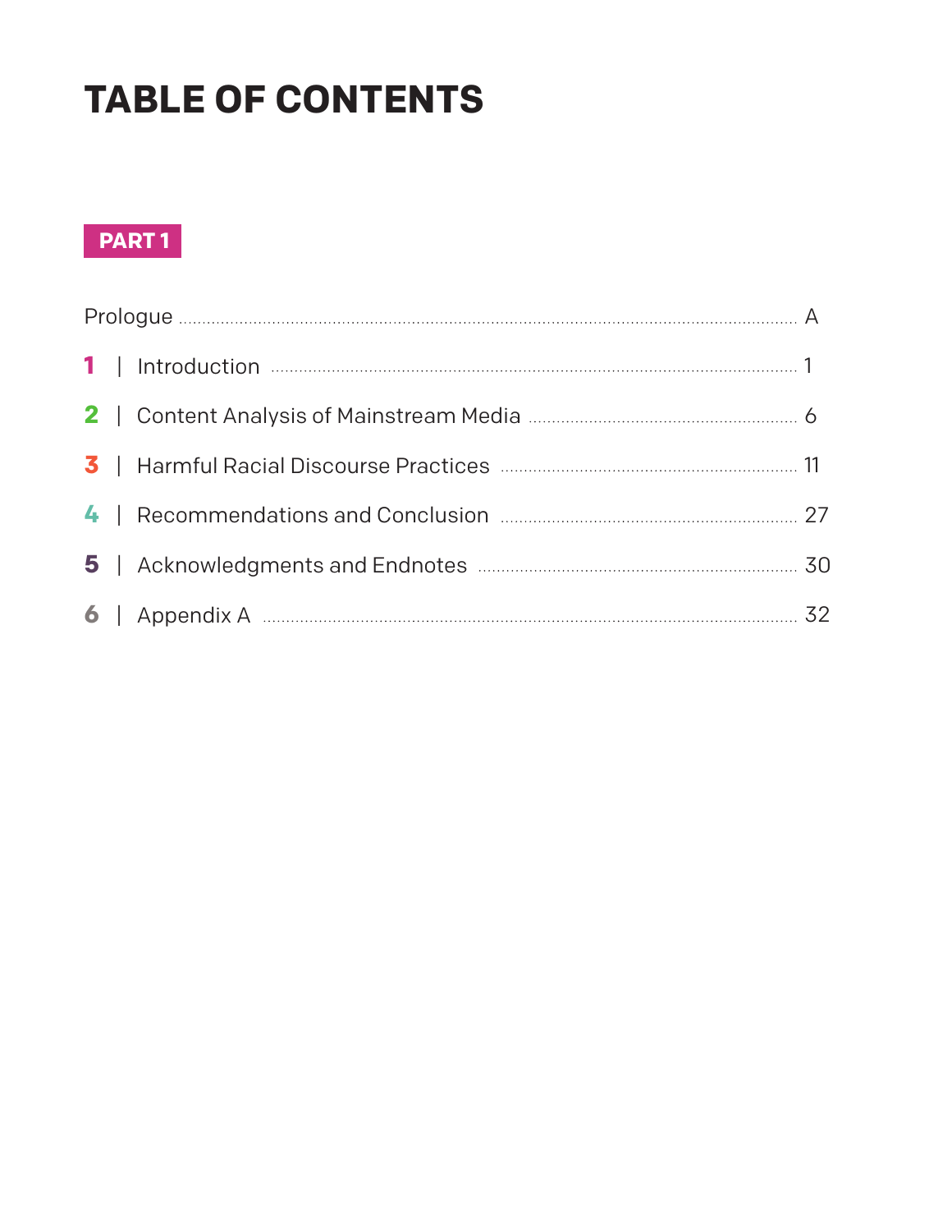# TABLE OF CONTENTS

**PART 1**

Prologue ........ A

1 | Introduction ........ 1

2 | Content Analysis of Mainstream Media ........ 6

3 | Harmful Racial Discourse Practices ........ 11

4 | Recommendations and Conclusion ........ 27

5 | Acknowledgments and Endnotes ........ 30

6 | Appendix A ........ 32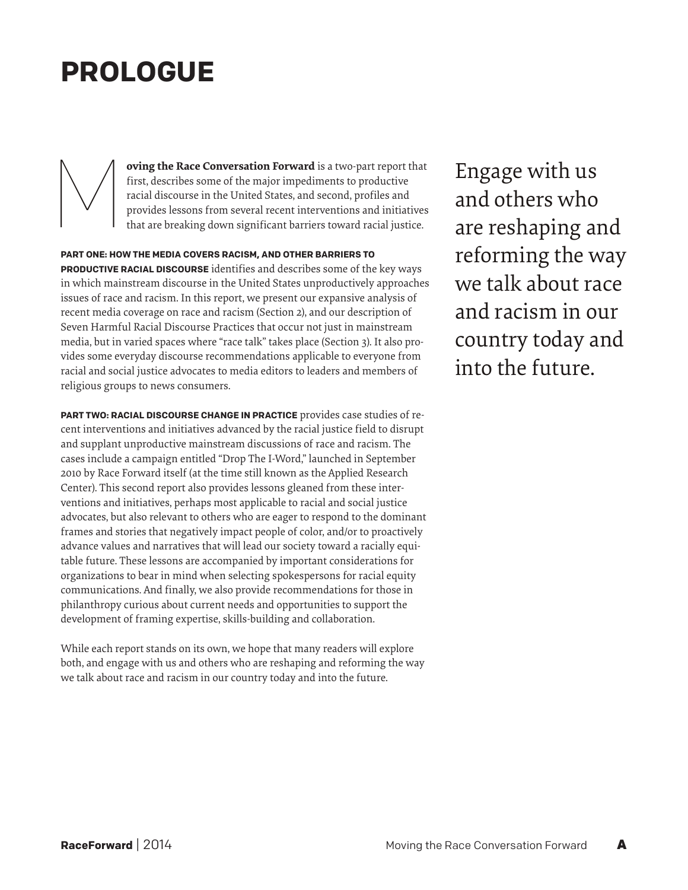# PROLOGUE

**Moving the Race Conversation Forward** is a two-part report that first, describes some of the major impediments to productive racial discourse in the United States, and second, profiles and provides lessons from several recent interventions and initiatives that are breaking down significant barriers toward racial justice.

**PART ONE: HOW THE MEDIA COVERS RACISM, AND OTHER BARRIERS TO PRODUCTIVE RACIAL DISCOURSE** identifies and describes some of the key ways in which mainstream discourse in the United States unproductively approaches issues of race and racism. In this report, we present our expansive analysis of recent media coverage on race and racism (Section 2), and our description of Seven Harmful Racial Discourse Practices that occur not just in mainstream media, but in varied spaces where "race talk" takes place (Section 3). It also provides some everyday discourse recommendations applicable to everyone from racial and social justice advocates to media editors to leaders and members of religious groups to news consumers.

**PART TWO: RACIAL DISCOURSE CHANGE IN PRACTICE** provides case studies of recent interventions and initiatives advanced by the racial justice field to disrupt and supplant unproductive mainstream discussions of race and racism. The cases include a campaign entitled "Drop The I-Word," launched in September 2010 by Race Forward itself (at the time still known as the Applied Research Center). This second report also provides lessons gleaned from these interventions and initiatives, perhaps most applicable to racial and social justice advocates, but also relevant to others who are eager to respond to the dominant frames and stories that negatively impact people of color, and/or to proactively advance values and narratives that will lead our society toward a racially equitable future. These lessons are accompanied by important considerations for organizations to bear in mind when selecting spokespersons for racial equity communications. And finally, we also provide recommendations for those in philanthropy curious about current needs and opportunities to support the development of framing expertise, skills-building and collaboration.

While each report stands on its own, we hope that many readers will explore both, and engage with us and others who are reshaping and reforming the way we talk about race and racism in our country today and into the future.

Engage with us and others who are reshaping and reforming the way we talk about race and racism in our country today and into the future.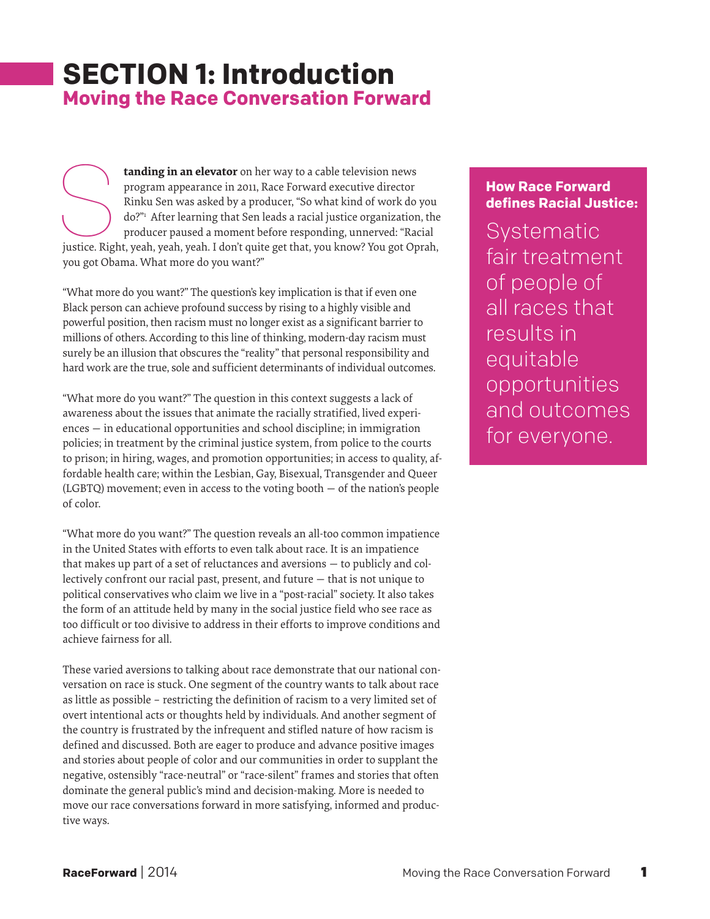# SECTION 1: Introduction

## Moving the Race Conversation Forward

**Standing in an elevator** on her way to a cable television news program appearance in 2011, Race Forward executive director Rinku Sen was asked by a producer, "So what kind of work do you do?"[1] After learning that Sen leads a racial justice organization, the producer paused a moment before responding, unnerved: "Racial justice. Right, yeah, yeah, yeah. I don't quite get that, you know? You got Oprah, you got Obama. What more do you want?"

"What more do you want?" The question's key implication is that if even one Black person can achieve profound success by rising to a highly visible and powerful position, then racism must no longer exist as a significant barrier to millions of others. According to this line of thinking, modern-day racism must surely be an illusion that obscures the "reality" that personal responsibility and hard work are the true, sole and sufficient determinants of individual outcomes.

"What more do you want?" The question in this context suggests a lack of awareness about the issues that animate the racially stratified, lived experiences — in educational opportunities and school discipline; in immigration policies; in treatment by the criminal justice system, from police to the courts to prison; in hiring, wages, and promotion opportunities; in access to quality, affordable health care; within the Lesbian, Gay, Bisexual, Transgender and Queer (LGBTQ) movement; even in access to the voting booth — of the nation's people of color.

"What more do you want?" The question reveals an all-too common impatience in the United States with efforts to even talk about race. It is an impatience that makes up part of a set of reluctances and aversions — to publicly and collectively confront our racial past, present, and future — that is not unique to political conservatives who claim we live in a "post-racial" society. It also takes the form of an attitude held by many in the social justice field who see race as too difficult or too divisive to address in their efforts to improve conditions and achieve fairness for all.

These varied aversions to talking about race demonstrate that our national conversation on race is stuck. One segment of the country wants to talk about race as little as possible – restricting the definition of racism to a very limited set of overt intentional acts or thoughts held by individuals. And another segment of the country is frustrated by the infrequent and stifled nature of how racism is defined and discussed. Both are eager to produce and advance positive images and stories about people of color and our communities in order to supplant the negative, ostensibly "race-neutral" or "race-silent" frames and stories that often dominate the general public's mind and decision-making. More is needed to move our race conversations forward in more satisfying, informed and productive ways.

**How Race Forward defines Racial Justice:**

Systematic fair treatment of people of all races that results in equitable opportunities and outcomes for everyone.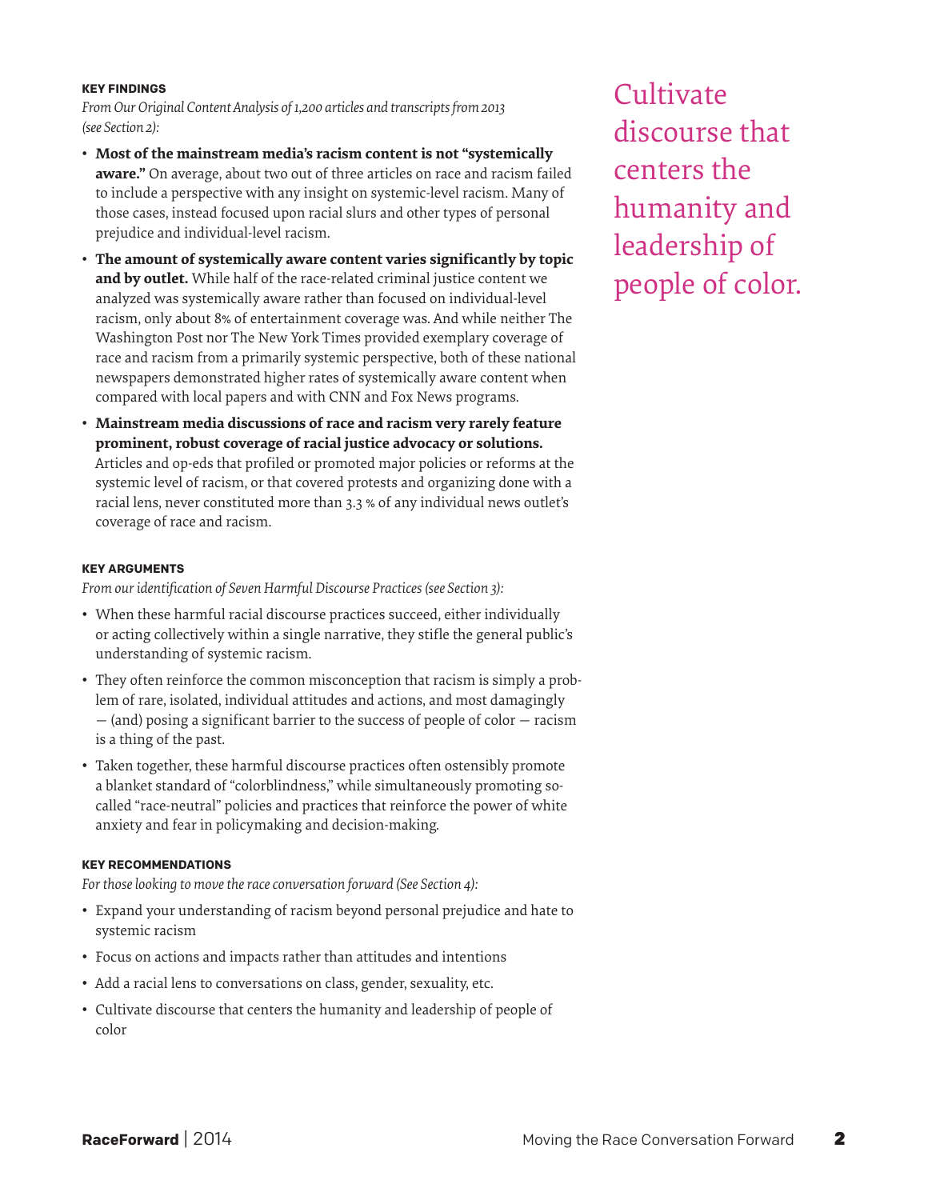#### KEY FINDINGS

*From Our Original Content Analysis of 1,200 articles and transcripts from 2013 (see Section 2):*

- **Most of the mainstream media's racism content is not "systemically aware."** On average, about two out of three articles on race and racism failed to include a perspective with any insight on systemic-level racism. Many of those cases, instead focused upon racial slurs and other types of personal prejudice and individual-level racism.
- **The amount of systemically aware content varies significantly by topic and by outlet.** While half of the race-related criminal justice content we analyzed was systemically aware rather than focused on individual-level racism, only about 8% of entertainment coverage was. And while neither The Washington Post nor The New York Times provided exemplary coverage of race and racism from a primarily systemic perspective, both of these national newspapers demonstrated higher rates of systemically aware content when compared with local papers and with CNN and Fox News programs.
- **Mainstream media discussions of race and racism very rarely feature prominent, robust coverage of racial justice advocacy or solutions.** Articles and op-eds that profiled or promoted major policies or reforms at the systemic level of racism, or that covered protests and organizing done with a racial lens, never constituted more than 3.3 % of any individual news outlet's coverage of race and racism.

#### KEY ARGUMENTS

*From our identification of Seven Harmful Discourse Practices (see Section 3):*

- When these harmful racial discourse practices succeed, either individually or acting collectively within a single narrative, they stifle the general public's understanding of systemic racism.
- They often reinforce the common misconception that racism is simply a problem of rare, isolated, individual attitudes and actions, and most damagingly — (and) posing a significant barrier to the success of people of color — racism is a thing of the past.
- Taken together, these harmful discourse practices often ostensibly promote a blanket standard of "colorblindness," while simultaneously promoting so-called "race-neutral" policies and practices that reinforce the power of white anxiety and fear in policymaking and decision-making.

#### KEY RECOMMENDATIONS

*For those looking to move the race conversation forward (See Section 4):*

- Expand your understanding of racism beyond personal prejudice and hate to systemic racism
- Focus on actions and impacts rather than attitudes and intentions
- Add a racial lens to conversations on class, gender, sexuality, etc.
- Cultivate discourse that centers the humanity and leadership of people of color

Cultivate discourse that centers the humanity and leadership of people of color.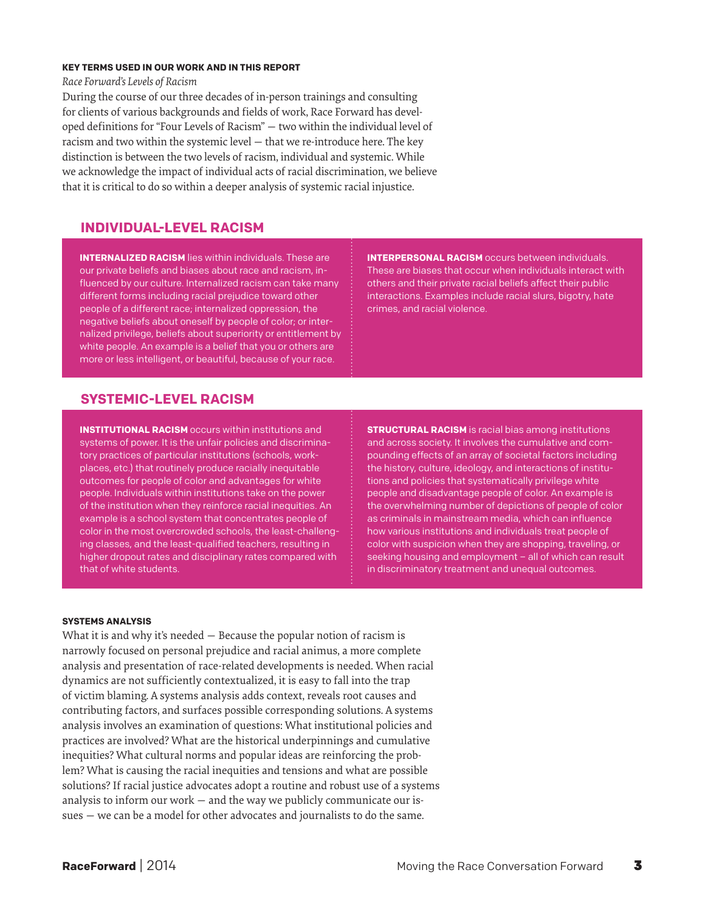**KEY TERMS USED IN OUR WORK AND IN THIS REPORT**

*Race Forward's Levels of Racism*

During the course of our three decades of in-person trainings and consulting for clients of various backgrounds and fields of work, Race Forward has developed definitions for "Four Levels of Racism" — two within the individual level of racism and two within the systemic level — that we re-introduce here. The key distinction is between the two levels of racism, individual and systemic. While we acknowledge the impact of individual acts of racial discrimination, we believe that it is critical to do so within a deeper analysis of systemic racial injustice.

## INDIVIDUAL-LEVEL RACISM

**INTERNALIZED RACISM** lies within individuals. These are our private beliefs and biases about race and racism, influenced by our culture. Internalized racism can take many different forms including racial prejudice toward other people of a different race; internalized oppression, the negative beliefs about oneself by people of color; or internalized privilege, beliefs about superiority or entitlement by white people. An example is a belief that you or others are more or less intelligent, or beautiful, because of your race.

**INTERPERSONAL RACISM** occurs between individuals. These are biases that occur when individuals interact with others and their private racial beliefs affect their public interactions. Examples include racial slurs, bigotry, hate crimes, and racial violence.

## SYSTEMIC-LEVEL RACISM

**INSTITUTIONAL RACISM** occurs within institutions and systems of power. It is the unfair policies and discriminatory practices of particular institutions (schools, workplaces, etc.) that routinely produce racially inequitable outcomes for people of color and advantages for white people. Individuals within institutions take on the power of the institution when they reinforce racial inequities. An example is a school system that concentrates people of color in the most overcrowded schools, the least-challenging classes, and the least-qualified teachers, resulting in higher dropout rates and disciplinary rates compared with that of white students.

**STRUCTURAL RACISM** is racial bias among institutions and across society. It involves the cumulative and compounding effects of an array of societal factors including the history, culture, ideology, and interactions of institutions and policies that systematically privilege white people and disadvantage people of color. An example is the overwhelming number of depictions of people of color as criminals in mainstream media, which can influence how various institutions and individuals treat people of color with suspicion when they are shopping, traveling, or seeking housing and employment – all of which can result in discriminatory treatment and unequal outcomes.

**SYSTEMS ANALYSIS**

What it is and why it's needed — Because the popular notion of racism is narrowly focused on personal prejudice and racial animus, a more complete analysis and presentation of race-related developments is needed. When racial dynamics are not sufficiently contextualized, it is easy to fall into the trap of victim blaming. A systems analysis adds context, reveals root causes and contributing factors, and surfaces possible corresponding solutions. A systems analysis involves an examination of questions: What institutional policies and practices are involved? What are the historical underpinnings and cumulative inequities? What cultural norms and popular ideas are reinforcing the problem? What is causing the racial inequities and tensions and what are possible solutions? If racial justice advocates adopt a routine and robust use of a systems analysis to inform our work — and the way we publicly communicate our issues — we can be a model for other advocates and journalists to do the same.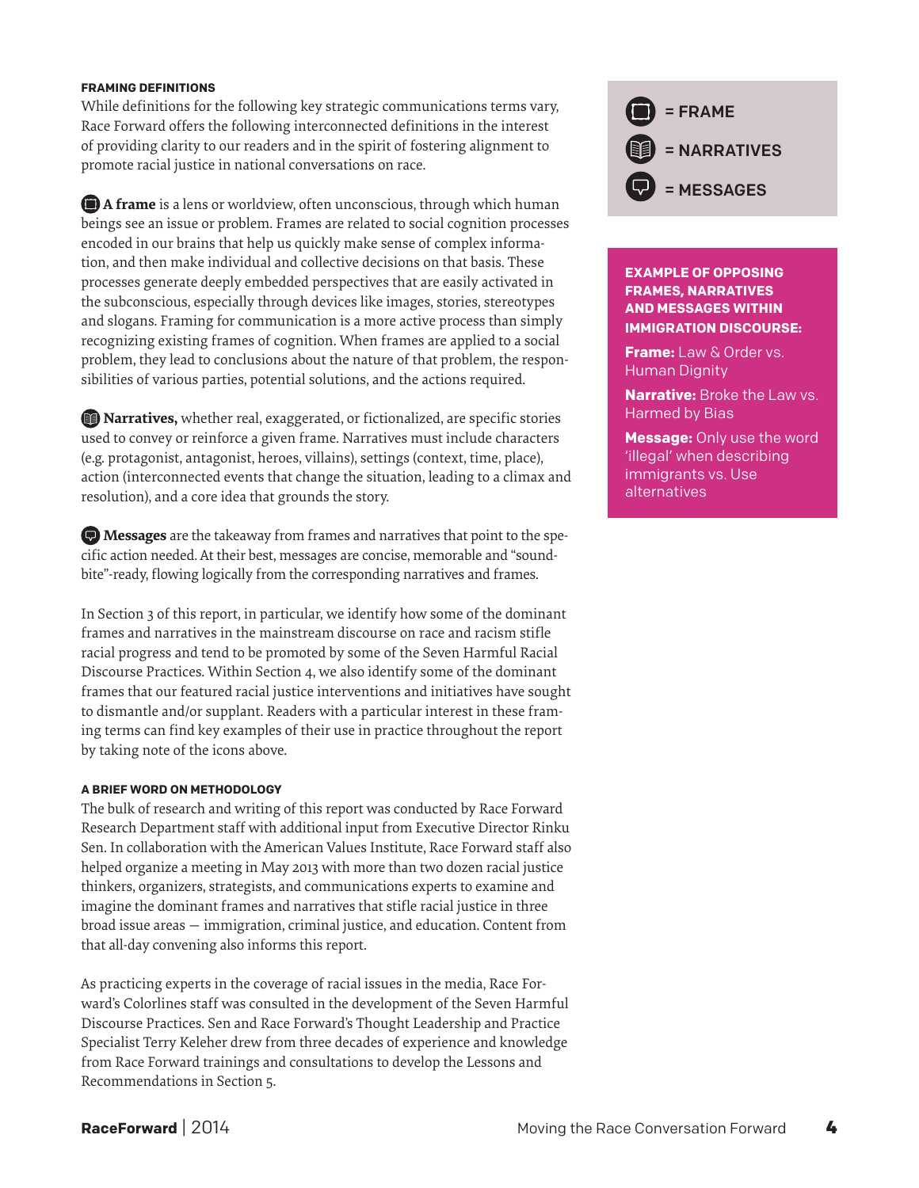#### FRAMING DEFINITIONS

While definitions for the following key strategic communications terms vary, Race Forward offers the following interconnected definitions in the interest of providing clarity to our readers and in the spirit of fostering alignment to promote racial justice in national conversations on race.

**A frame** is a lens or worldview, often unconscious, through which human beings see an issue or problem. Frames are related to social cognition processes encoded in our brains that help us quickly make sense of complex information, and then make individual and collective decisions on that basis. These processes generate deeply embedded perspectives that are easily activated in the subconscious, especially through devices like images, stories, stereotypes and slogans. Framing for communication is a more active process than simply recognizing existing frames of cognition. When frames are applied to a social problem, they lead to conclusions about the nature of that problem, the responsibilities of various parties, potential solutions, and the actions required.

**Narratives,** whether real, exaggerated, or fictionalized, are specific stories used to convey or reinforce a given frame. Narratives must include characters (e.g. protagonist, antagonist, heroes, villains), settings (context, time, place), action (interconnected events that change the situation, leading to a climax and resolution), and a core idea that grounds the story.

**Messages** are the takeaway from frames and narratives that point to the specific action needed. At their best, messages are concise, memorable and "sound-bite"-ready, flowing logically from the corresponding narratives and frames.

In Section 3 of this report, in particular, we identify how some of the dominant frames and narratives in the mainstream discourse on race and racism stifle racial progress and tend to be promoted by some of the Seven Harmful Racial Discourse Practices. Within Section 4, we also identify some of the dominant frames that our featured racial justice interventions and initiatives have sought to dismantle and/or supplant. Readers with a particular interest in these framing terms can find key examples of their use in practice throughout the report by taking note of the icons above.

#### A BRIEF WORD ON METHODOLOGY

The bulk of research and writing of this report was conducted by Race Forward Research Department staff with additional input from Executive Director Rinku Sen. In collaboration with the American Values Institute, Race Forward staff also helped organize a meeting in May 2013 with more than two dozen racial justice thinkers, organizers, strategists, and communications experts to examine and imagine the dominant frames and narratives that stifle racial justice in three broad issue areas — immigration, criminal justice, and education. Content from that all-day convening also informs this report.

As practicing experts in the coverage of racial issues in the media, Race Forward's Colorlines staff was consulted in the development of the Seven Harmful Discourse Practices. Sen and Race Forward's Thought Leadership and Practice Specialist Terry Keleher drew from three decades of experience and knowledge from Race Forward trainings and consultations to develop the Lessons and Recommendations in Section 5.

= FRAME

= NARRATIVES

= MESSAGES

**EXAMPLE OF OPPOSING FRAMES, NARRATIVES AND MESSAGES WITHIN IMMIGRATION DISCOURSE:**

**Frame:** Law & Order vs. Human Dignity

**Narrative:** Broke the Law vs. Harmed by Bias

**Message:** Only use the word 'illegal' when describing immigrants vs. Use alternatives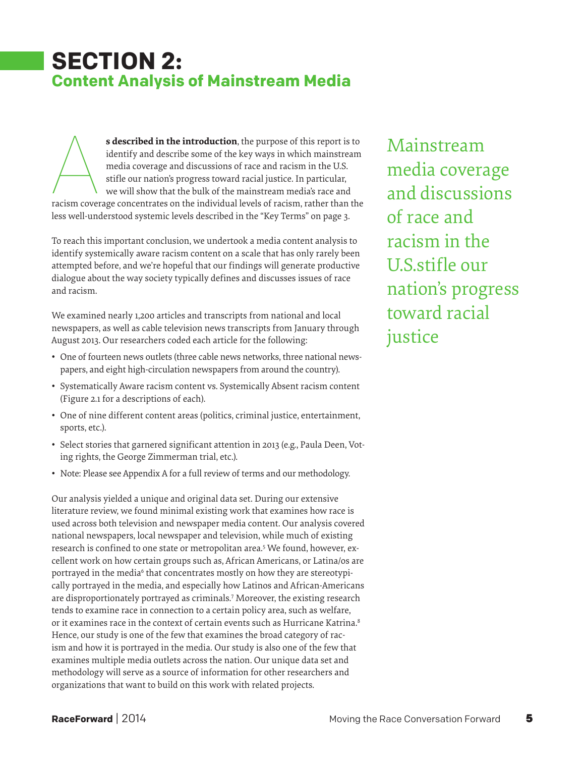# SECTION 2:
## Content Analysis of Mainstream Media

**As described in the introduction**, the purpose of this report is to identify and describe some of the key ways in which mainstream media coverage and discussions of race and racism in the U.S. stifle our nation's progress toward racial justice. In particular, we will show that the bulk of the mainstream media's race and racism coverage concentrates on the individual levels of racism, rather than the less well-understood systemic levels described in the "Key Terms" on page 3.

Mainstream media coverage and discussions of race and racism in the U.S.stifle our nation's progress toward racial justice

To reach this important conclusion, we undertook a media content analysis to identify systemically aware racism content on a scale that has only rarely been attempted before, and we're hopeful that our findings will generate productive dialogue about the way society typically defines and discusses issues of race and racism.

We examined nearly 1,200 articles and transcripts from national and local newspapers, as well as cable television news transcripts from January through August 2013. Our researchers coded each article for the following:

- One of fourteen news outlets (three cable news networks, three national newspapers, and eight high-circulation newspapers from around the country).
- Systematically Aware racism content vs. Systemically Absent racism content (Figure 2.1 for a descriptions of each).
- One of nine different content areas (politics, criminal justice, entertainment, sports, etc.).
- Select stories that garnered significant attention in 2013 (e.g., Paula Deen, Voting rights, the George Zimmerman trial, etc.).
- Note: Please see Appendix A for a full review of terms and our methodology.

Our analysis yielded a unique and original data set. During our extensive literature review, we found minimal existing work that examines how race is used across both television and newspaper media content. Our analysis covered national newspapers, local newspaper and television, while much of existing research is confined to one state or metropolitan area.[5] We found, however, excellent work on how certain groups such as, African Americans, or Latina/os are portrayed in the media[6] that concentrates mostly on how they are stereotypically portrayed in the media, and especially how Latinos and African-Americans are disproportionately portrayed as criminals.[7] Moreover, the existing research tends to examine race in connection to a certain policy area, such as welfare, or it examines race in the context of certain events such as Hurricane Katrina.[8] Hence, our study is one of the few that examines the broad category of racism and how it is portrayed in the media. Our study is also one of the few that examines multiple media outlets across the nation. Our unique data set and methodology will serve as a source of information for other researchers and organizations that want to build on this work with related projects.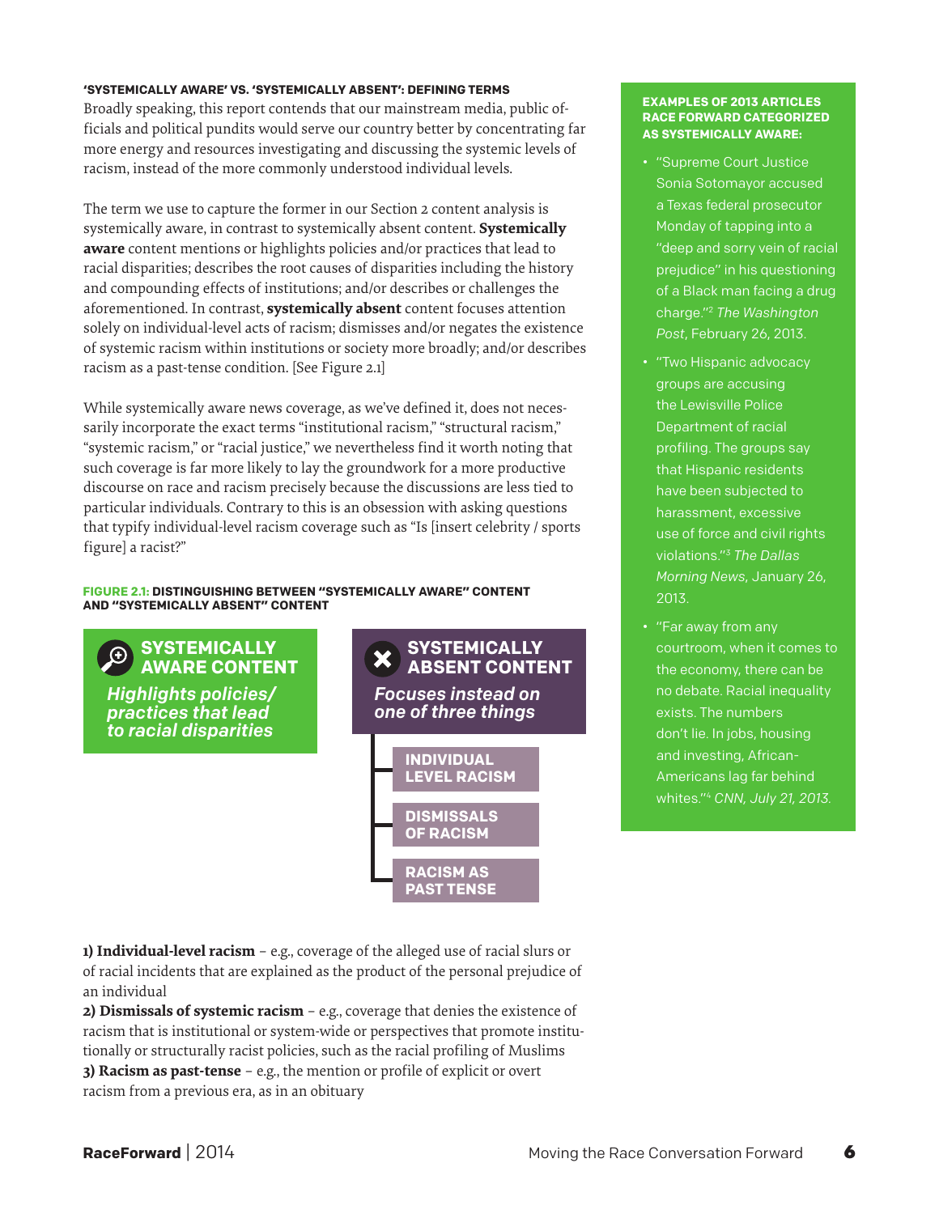### 'SYSTEMICALLY AWARE' VS. 'SYSTEMICALLY ABSENT': DEFINING TERMS

Broadly speaking, this report contends that our mainstream media, public officials and political pundits would serve our country better by concentrating far more energy and resources investigating and discussing the systemic levels of racism, instead of the more commonly understood individual levels.

The term we use to capture the former in our Section 2 content analysis is systemically aware, in contrast to systemically absent content. **Systemically aware** content mentions or highlights policies and/or practices that lead to racial disparities; describes the root causes of disparities including the history and compounding effects of institutions; and/or describes or challenges the aforementioned. In contrast, **systemically absent** content focuses attention solely on individual-level acts of racism; dismisses and/or negates the existence of systemic racism within institutions or society more broadly; and/or describes racism as a past-tense condition. [See Figure 2.1]

While systemically aware news coverage, as we've defined it, does not necessarily incorporate the exact terms "institutional racism," "structural racism," "systemic racism," or "racial justice," we nevertheless find it worth noting that such coverage is far more likely to lay the groundwork for a more productive discourse on race and racism precisely because the discussions are less tied to particular individuals. Contrary to this is an obsession with asking questions that typify individual-level racism coverage such as "Is [insert celebrity / sports figure] a racist?"

**FIGURE 2.1: DISTINGUISHING BETWEEN "SYSTEMICALLY AWARE" CONTENT AND "SYSTEMICALLY ABSENT" CONTENT**

**SYSTEMICALLY AWARE CONTENT**
*Highlights policies/ practices that lead to racial disparities*

**SYSTEMICALLY ABSENT CONTENT**
*Focuses instead on one of three things*

- **INDIVIDUAL LEVEL RACISM**
- **DISMISSALS OF RACISM**
- **RACISM AS PAST TENSE**

**1) Individual-level racism** – e.g., coverage of the alleged use of racial slurs or of racial incidents that are explained as the product of the personal prejudice of an individual
**2) Dismissals of systemic racism** – e.g., coverage that denies the existence of racism that is institutional or system-wide or perspectives that promote institutionally or structurally racist policies, such as the racial profiling of Muslims
**3) Racism as past-tense** – e.g., the mention or profile of explicit or overt racism from a previous era, as in an obituary

**EXAMPLES OF 2013 ARTICLES RACE FORWARD CATEGORIZED AS SYSTEMICALLY AWARE:**

- "Supreme Court Justice Sonia Sotomayor accused a Texas federal prosecutor Monday of tapping into a "deep and sorry vein of racial prejudice" in his questioning of a Black man facing a drug charge."[2] *The Washington Post*, February 26, 2013.
- "Two Hispanic advocacy groups are accusing the Lewisville Police Department of racial profiling. The groups say that Hispanic residents have been subjected to harassment, excessive use of force and civil rights violations."[3] *The Dallas Morning News*, January 26, 2013.
- "Far away from any courtroom, when it comes to the economy, there can be no debate. Racial inequality exists. The numbers don't lie. In jobs, housing and investing, African-Americans lag far behind whites."[4] *CNN, July 21, 2013.*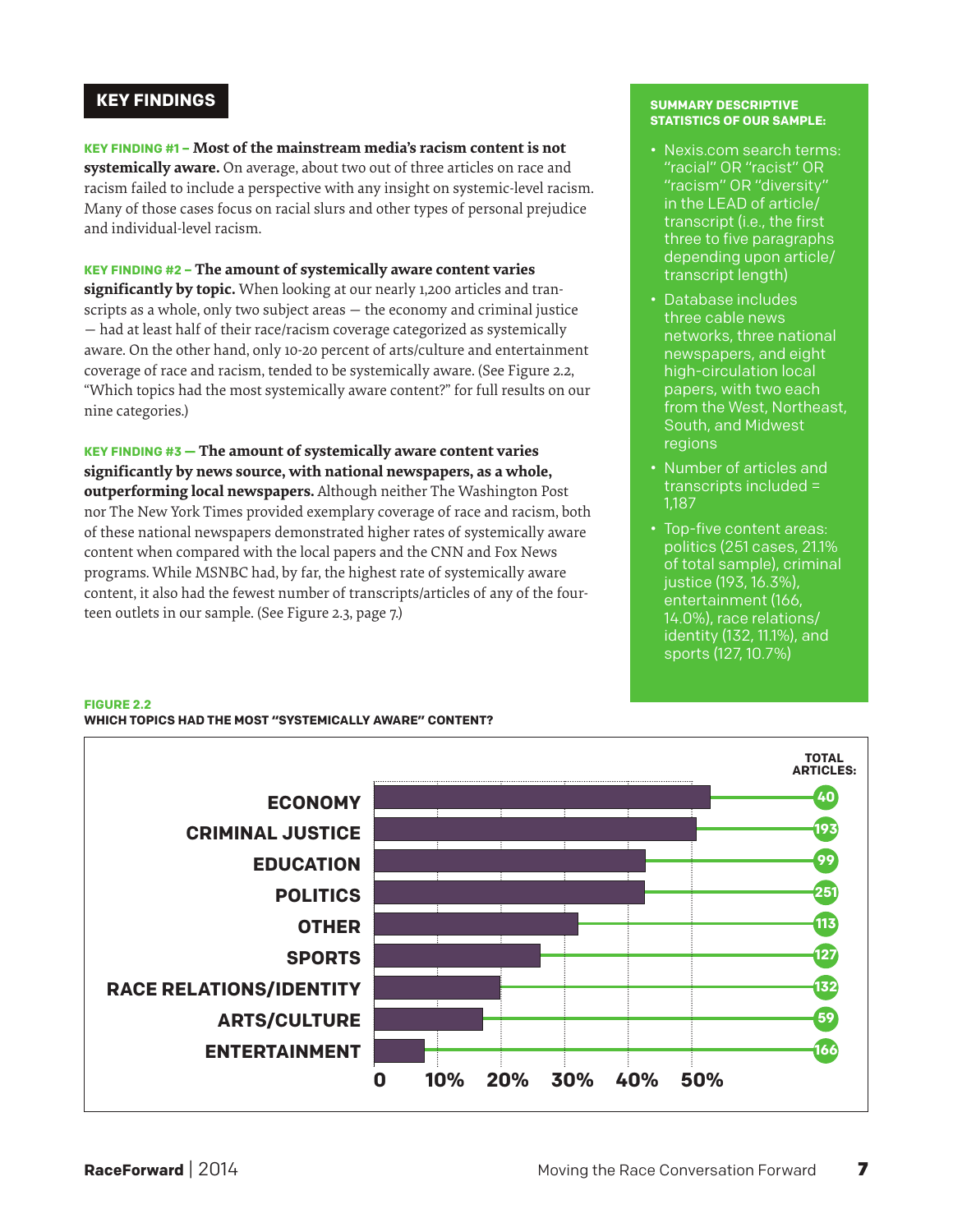## KEY FINDINGS

**KEY FINDING #1 – Most of the mainstream media's racism content is not systemically aware.** On average, about two out of three articles on race and racism failed to include a perspective with any insight on systemic-level racism. Many of those cases focus on racial slurs and other types of personal prejudice and individual-level racism.

**KEY FINDING #2 – The amount of systemically aware content varies significantly by topic.** When looking at our nearly 1,200 articles and transcripts as a whole, only two subject areas — the economy and criminal justice — had at least half of their race/racism coverage categorized as systemically aware. On the other hand, only 10-20 percent of arts/culture and entertainment coverage of race and racism, tended to be systemically aware. (See Figure 2.2, "Which topics had the most systemically aware content?" for full results on our nine categories.)

**KEY FINDING #3 — The amount of systemically aware content varies significantly by news source, with national newspapers, as a whole, outperforming local newspapers.** Although neither The Washington Post nor The New York Times provided exemplary coverage of race and racism, both of these national newspapers demonstrated higher rates of systemically aware content when compared with the local papers and the CNN and Fox News programs. While MSNBC had, by far, the highest rate of systemically aware content, it also had the fewest number of transcripts/articles of any of the fourteen outlets in our sample. (See Figure 2.3, page 7.)

**SUMMARY DESCRIPTIVE STATISTICS OF OUR SAMPLE:**

- Nexis.com search terms: "racial" OR "racist" OR "racism" OR "diversity" in the LEAD of article/transcript (i.e., the first three to five paragraphs depending upon article/transcript length)
- Database includes three cable news networks, three national newspapers, and eight high-circulation local papers, with two each from the West, Northeast, South, and Midwest regions
- Number of articles and transcripts included = 1,187
- Top-five content areas: politics (251 cases, 21.1% of total sample), criminal justice (193, 16.3%), entertainment (166, 14.0%), race relations/identity (132, 11.1%), and sports (127, 10.7%)

**FIGURE 2.2**
**WHICH TOPICS HAD THE MOST "SYSTEMICALLY AWARE" CONTENT?**

| Topic | Total Articles |
|---|---|
| ECONOMY | 40 |
| CRIMINAL JUSTICE | 193 |
| EDUCATION | 99 |
| POLITICS | 251 |
| OTHER | 113 |
| SPORTS | 127 |
| RACE RELATIONS/IDENTITY | 132 |
| ARTS/CULTURE | 59 |
| ENTERTAINMENT | 166 |

(X-axis: 0, 10%, 20%, 30%, 40%, 50%)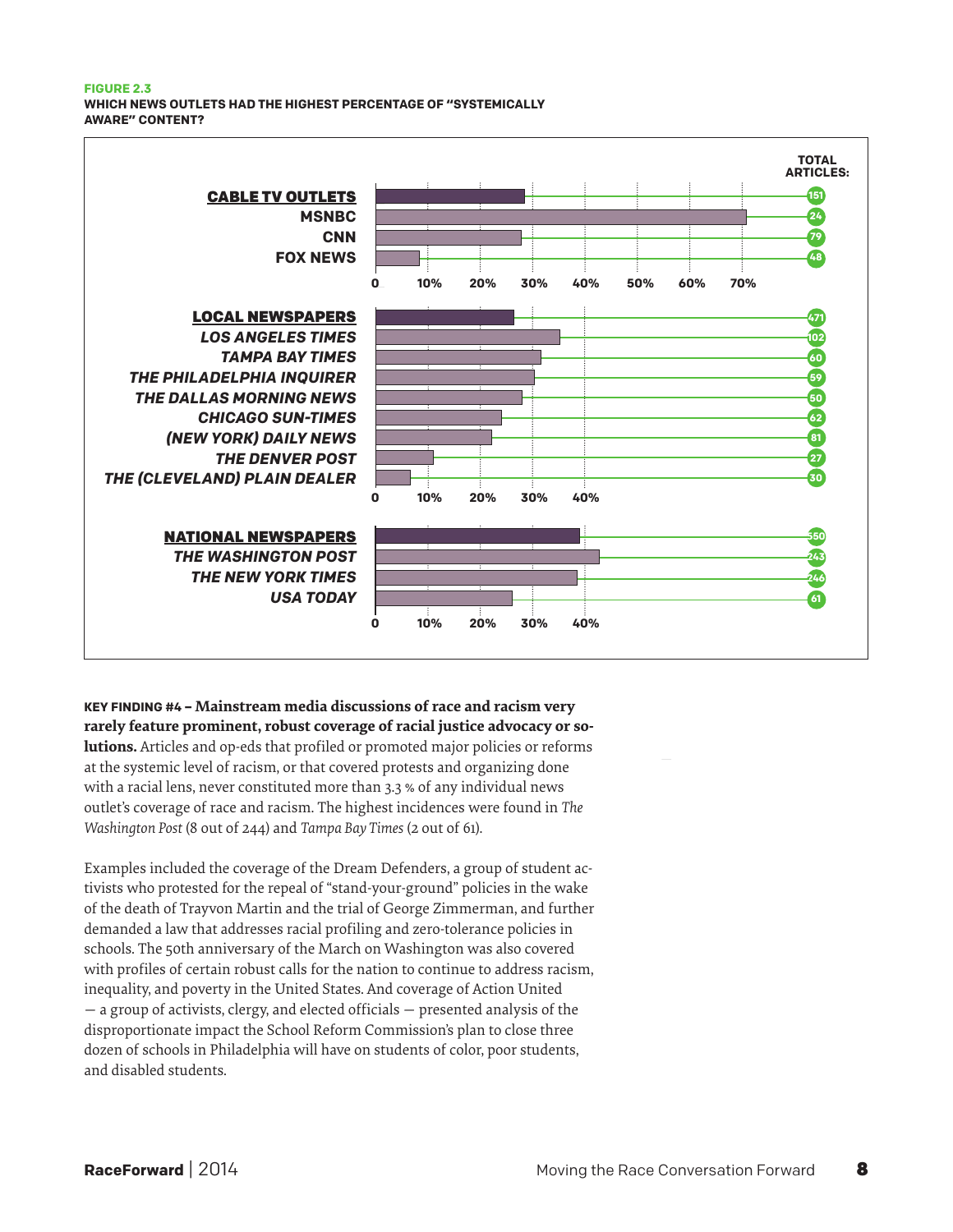**FIGURE 2.3**
**WHICH NEWS OUTLETS HAD THE HIGHEST PERCENTAGE OF "SYSTEMICALLY AWARE" CONTENT?**

| | TOTAL ARTICLES: |
|---|---|
| **CABLE TV OUTLETS** | 151 |
| MSNBC | 24 |
| CNN | 79 |
| FOX NEWS | 48 |
| **LOCAL NEWSPAPERS** | 471 |
| *LOS ANGELES TIMES* | 102 |
| *TAMPA BAY TIMES* | 60 |
| *THE PHILADELPHIA INQUIRER* | 59 |
| *THE DALLAS MORNING NEWS* | 50 |
| *CHICAGO SUN-TIMES* | 62 |
| *(NEW YORK) DAILY NEWS* | 81 |
| *THE DENVER POST* | 27 |
| *THE (CLEVELAND) PLAIN DEALER* | 30 |
| **NATIONAL NEWSPAPERS** | 550 |
| *THE WASHINGTON POST* | 243 |
| *THE NEW YORK TIMES* | 246 |
| *USA TODAY* | 61 |

**KEY FINDING #4 – Mainstream media discussions of race and racism very rarely feature prominent, robust coverage of racial justice advocacy or solutions.** Articles and op-eds that profiled or promoted major policies or reforms at the systemic level of racism, or that covered protests and organizing done with a racial lens, never constituted more than 3.3 % of any individual news outlet's coverage of race and racism. The highest incidences were found in *The Washington Post* (8 out of 244) and *Tampa Bay Times* (2 out of 61).

Examples included the coverage of the Dream Defenders, a group of student activists who protested for the repeal of "stand-your-ground" policies in the wake of the death of Trayvon Martin and the trial of George Zimmerman, and further demanded a law that addresses racial profiling and zero-tolerance policies in schools. The 50th anniversary of the March on Washington was also covered with profiles of certain robust calls for the nation to continue to address racism, inequality, and poverty in the United States. And coverage of Action United — a group of activists, clergy, and elected officials — presented analysis of the disproportionate impact the School Reform Commission's plan to close three dozen of schools in Philadelphia will have on students of color, poor students, and disabled students.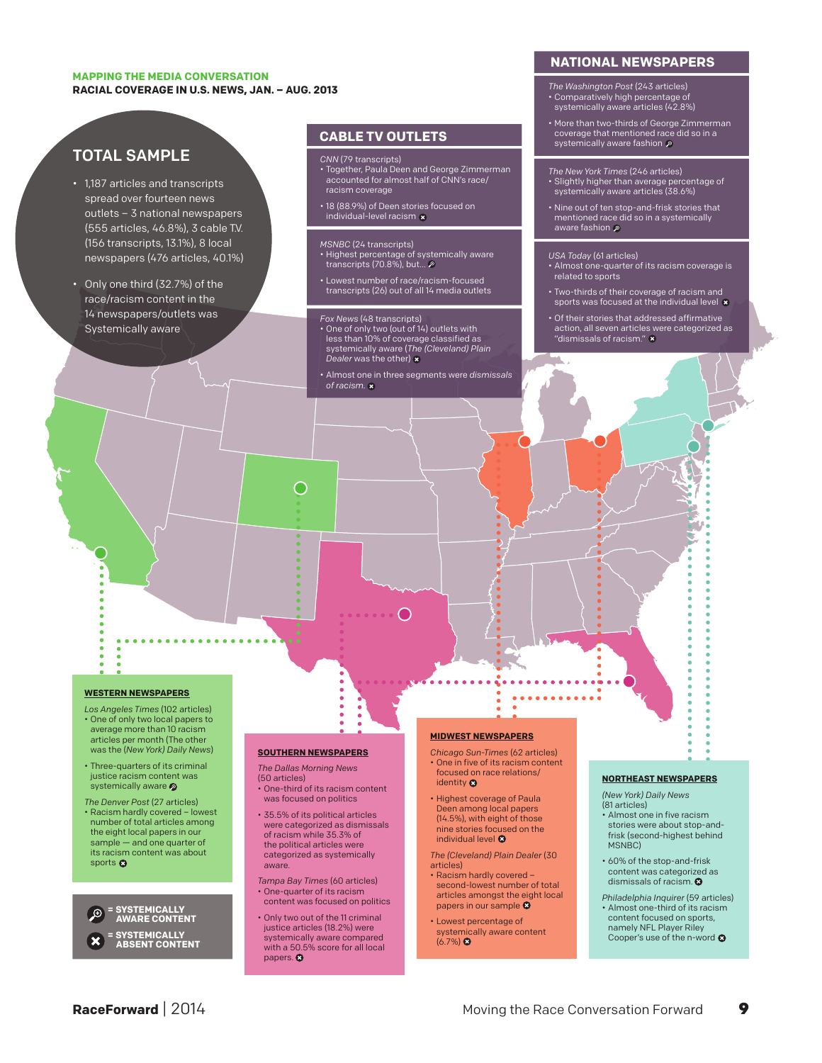**MAPPING THE MEDIA CONVERSATION**

**RACIAL COVERAGE IN U.S. NEWS, JAN. – AUG. 2013**

## TOTAL SAMPLE

- 1,187 articles and transcripts spread over fourteen news outlets – 3 national newspapers (555 articles, 46.8%), 3 cable T.V. (156 transcripts, 13.1%), 8 local newspapers (476 articles, 40.1%)
- Only one third (32.7%) of the race/racism content in the 14 newspapers/outlets was Systemically aware

## CABLE TV OUTLETS

*CNN* (79 transcripts)

- Together, Paula Deen and George Zimmerman accounted for almost half of CNN's race/racism coverage
- 18 (88.9%) of Deen stories focused on individual-level racism ✖

*MSNBC* (24 transcripts)

- Highest percentage of systemically aware transcripts (70.8%), but... 🔍
- Lowest number of race/racism-focused transcripts (26) out of all 14 media outlets

*Fox News* (48 transcripts)

- One of only two (out of 14) outlets with less than 10% of coverage classified as systemically aware (*The (Cleveland) Plain Dealer* was the other) ✖
- Almost one in three segments were *dismissals of racism.* ✖

## NATIONAL NEWSPAPERS

*The Washington Post* (243 articles)

- Comparatively high percentage of systemically aware articles (42.8%)
- More than two-thirds of George Zimmerman coverage that mentioned race did so in a systemically aware fashion 🔍

*The New York Times* (246 articles)

- Slightly higher than average percentage of systemically aware articles (38.6%)
- Nine out of ten stop-and-frisk stories that mentioned race did so in a systemically aware fashion 🔍

*USA Today* (61 articles)

- Almost one-quarter of its racism coverage is related to sports
- Two-thirds of their coverage of racism and sports was focused at the individual level ✖
- Of their stories that addressed affirmative action, all seven articles were categorized as "dismissals of racism." ✖

## WESTERN NEWSPAPERS

*Los Angeles Times* (102 articles)

- One of only two local papers to average more than 10 racism articles per month (The other was the (*New York) Daily News*)
- Three-quarters of its criminal justice racism content was systemically aware 🔍

*The Denver Post* (27 articles)

- Racism hardly covered – lowest number of total articles among the eight local papers in our sample — and one quarter of its racism content was about sports ✖

## SOUTHERN NEWSPAPERS

*The Dallas Morning News* (50 articles)

- One-third of its racism content was focused on politics
- 35.5% of its political articles were categorized as dismissals of racism while 35.3% of the political articles were categorized as systemically aware.

*Tampa Bay Times* (60 articles)

- One-quarter of its racism content was focused on politics
- Only two out of the 11 criminal justice articles (18.2%) were systemically aware compared with a 50.5% score for all local papers. ✖

## MIDWEST NEWSPAPERS

*Chicago Sun-Times* (62 articles)

- One in five of its racism content focused on race relations/identity ✖
- Highest coverage of Paula Deen among local papers (14.5%), with eight of those nine stories focused on the individual level ✖

*The (Cleveland) Plain Dealer* (30 articles)

- Racism hardly covered – second-lowest number of total articles amongst the eight local papers in our sample ✖
- Lowest percentage of systemically aware content (6.7%) ✖

## NORTHEAST NEWSPAPERS

*(New York) Daily News* (81 articles)

- Almost one in five racism stories were about stop-and-frisk (second-highest behind MSNBC)
- 60% of the stop-and-frisk content was categorized as dismissals of racism. ✖

*Philadelphia Inquirer* (59 articles)

- Almost one-third of its racism content focused on sports, namely NFL Player Riley Cooper's use of the n-word ✖

🔍 = SYSTEMICALLY AWARE CONTENT

✖ = SYSTEMICALLY ABSENT CONTENT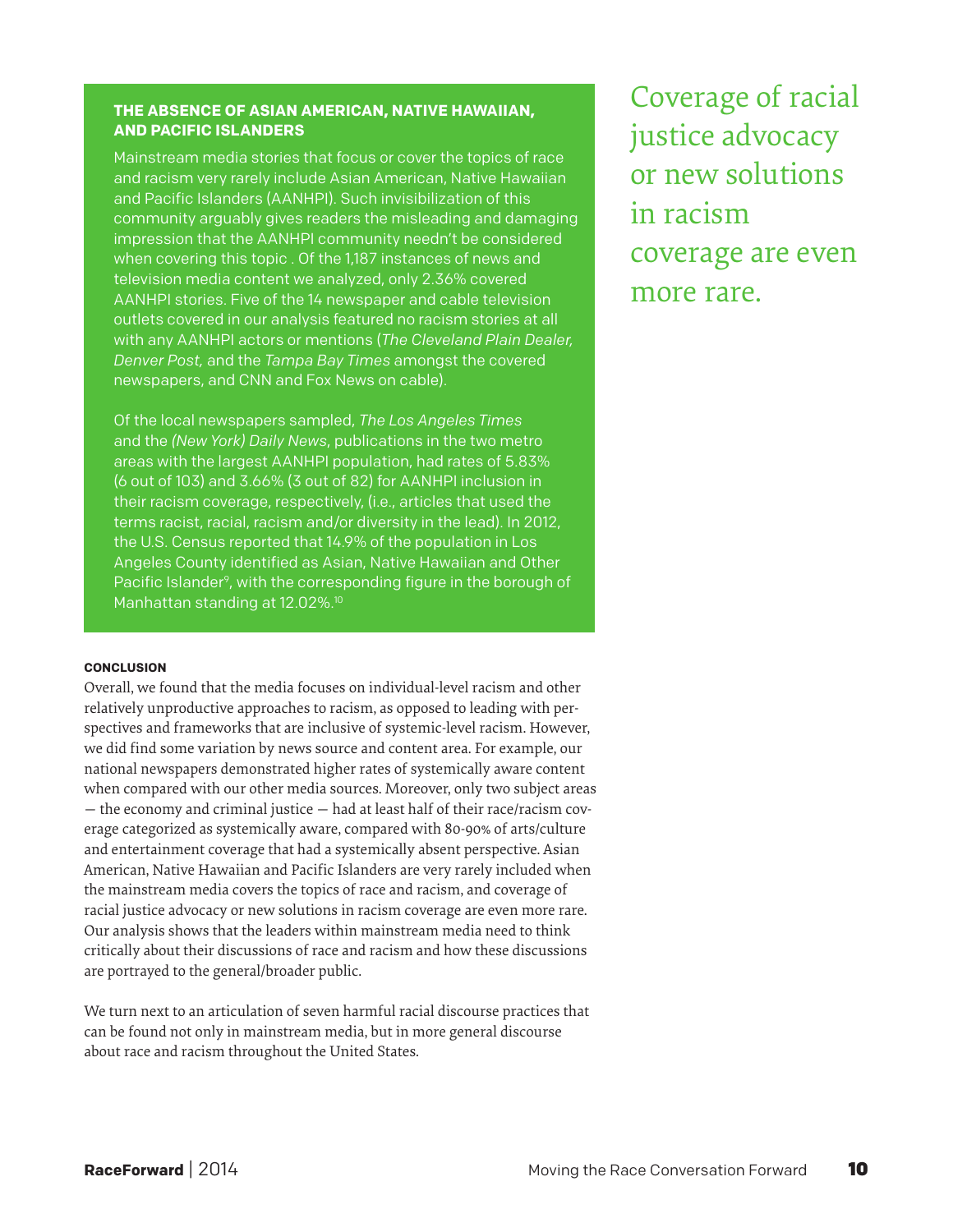### THE ABSENCE OF ASIAN AMERICAN, NATIVE HAWAIIAN, AND PACIFIC ISLANDERS

Mainstream media stories that focus or cover the topics of race and racism very rarely include Asian American, Native Hawaiian and Pacific Islanders (AANHPI). Such invisibilization of this community arguably gives readers the misleading and damaging impression that the AANHPI community needn't be considered when covering this topic . Of the 1,187 instances of news and television media content we analyzed, only 2.36% covered AANHPI stories. Five of the 14 newspaper and cable television outlets covered in our analysis featured no racism stories at all with any AANHPI actors or mentions (*The Cleveland Plain Dealer, Denver Post,* and the *Tampa Bay Times* amongst the covered newspapers, and CNN and Fox News on cable).

Of the local newspapers sampled, *The Los Angeles Times* and the *(New York) Daily News*, publications in the two metro areas with the largest AANHPI population, had rates of 5.83% (6 out of 103) and 3.66% (3 out of 82) for AANHPI inclusion in their racism coverage, respectively, (i.e., articles that used the terms racist, racial, racism and/or diversity in the lead). In 2012, the U.S. Census reported that 14.9% of the population in Los Angeles County identified as Asian, Native Hawaiian and Other Pacific Islander[9], with the corresponding figure in the borough of Manhattan standing at 12.02%.[10]

Coverage of racial justice advocacy or new solutions in racism coverage are even more rare.

#### CONCLUSION

Overall, we found that the media focuses on individual-level racism and other relatively unproductive approaches to racism, as opposed to leading with perspectives and frameworks that are inclusive of systemic-level racism. However, we did find some variation by news source and content area. For example, our national newspapers demonstrated higher rates of systemically aware content when compared with our other media sources. Moreover, only two subject areas — the economy and criminal justice — had at least half of their race/racism coverage categorized as systemically aware, compared with 80-90% of arts/culture and entertainment coverage that had a systemically absent perspective. Asian American, Native Hawaiian and Pacific Islanders are very rarely included when the mainstream media covers the topics of race and racism, and coverage of racial justice advocacy or new solutions in racism coverage are even more rare. Our analysis shows that the leaders within mainstream media need to think critically about their discussions of race and racism and how these discussions are portrayed to the general/broader public.

We turn next to an articulation of seven harmful racial discourse practices that can be found not only in mainstream media, but in more general discourse about race and racism throughout the United States.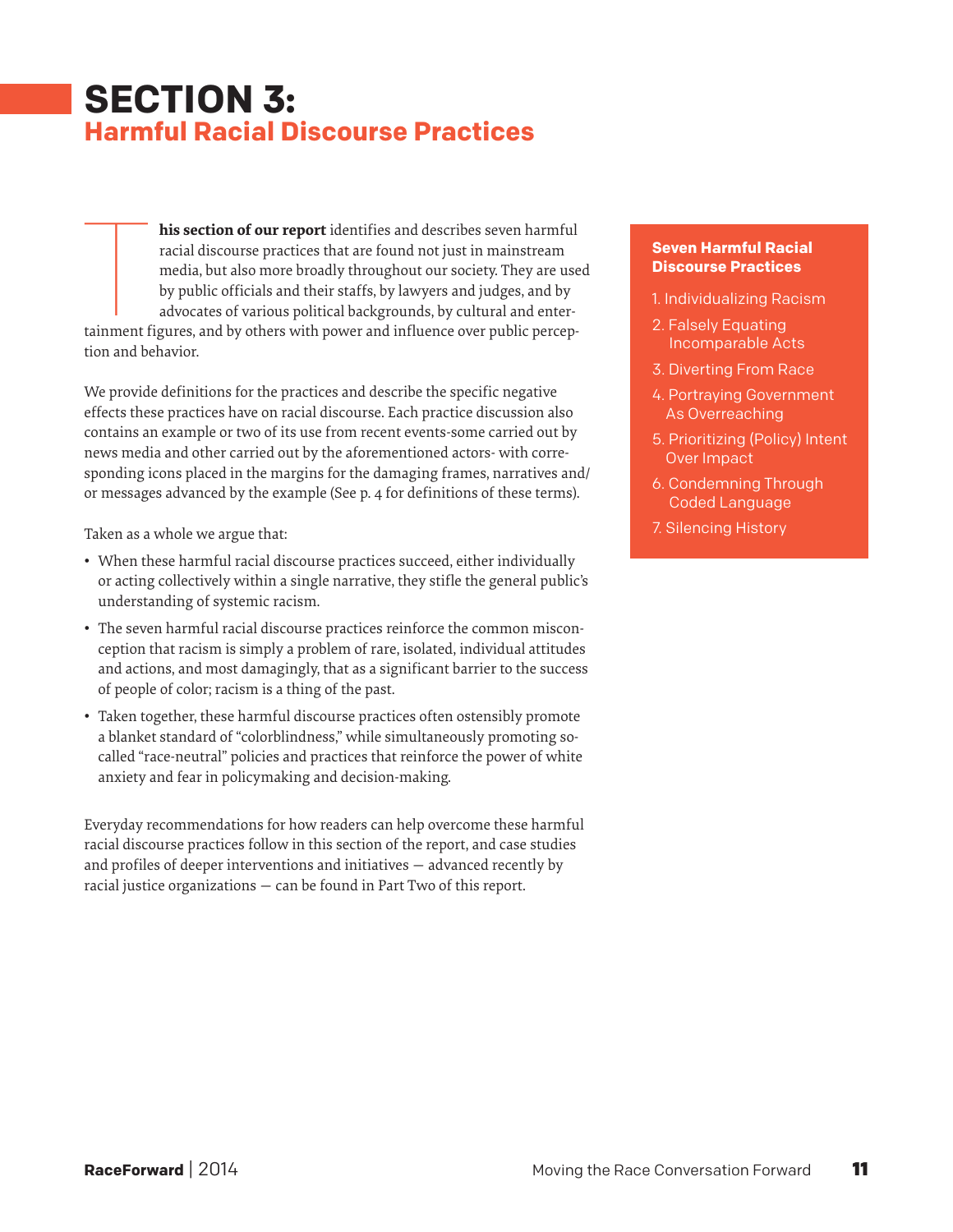# SECTION 3:
## Harmful Racial Discourse Practices

**This section of our report** identifies and describes seven harmful racial discourse practices that are found not just in mainstream media, but also more broadly throughout our society. They are used by public officials and their staffs, by lawyers and judges, and by advocates of various political backgrounds, by cultural and entertainment figures, and by others with power and influence over public perception and behavior.

We provide definitions for the practices and describe the specific negative effects these practices have on racial discourse. Each practice discussion also contains an example or two of its use from recent events-some carried out by news media and other carried out by the aforementioned actors- with corresponding icons placed in the margins for the damaging frames, narratives and/or messages advanced by the example (See p. 4 for definitions of these terms).

Taken as a whole we argue that:

- When these harmful racial discourse practices succeed, either individually or acting collectively within a single narrative, they stifle the general public's understanding of systemic racism.
- The seven harmful racial discourse practices reinforce the common misconception that racism is simply a problem of rare, isolated, individual attitudes and actions, and most damagingly, that as a significant barrier to the success of people of color; racism is a thing of the past.
- Taken together, these harmful discourse practices often ostensibly promote a blanket standard of "colorblindness," while simultaneously promoting so-called "race-neutral" policies and practices that reinforce the power of white anxiety and fear in policymaking and decision-making.

Everyday recommendations for how readers can help overcome these harmful racial discourse practices follow in this section of the report, and case studies and profiles of deeper interventions and initiatives — advanced recently by racial justice organizations — can be found in Part Two of this report.

**Seven Harmful Racial Discourse Practices**

1. Individualizing Racism
2. Falsely Equating Incomparable Acts
3. Diverting From Race
4. Portraying Government As Overreaching
5. Prioritizing (Policy) Intent Over Impact
6. Condemning Through Coded Language
7. Silencing History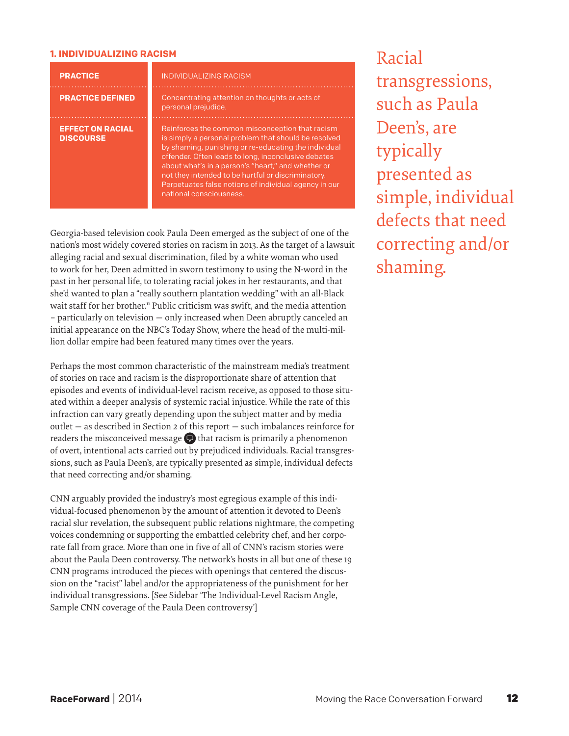### 1. INDIVIDUALIZING RACISM

| PRACTICE | INDIVIDUALIZING RACISM |
|---|---|
| PRACTICE DEFINED | Concentrating attention on thoughts or acts of personal prejudice. |
| EFFECT ON RACIAL DISCOURSE | Reinforces the common misconception that racism is simply a personal problem that should be resolved by shaming, punishing or re-educating the individual offender. Often leads to long, inconclusive debates about what's in a person's "heart," and whether or not they intended to be hurtful or discriminatory. Perpetuates false notions of individual agency in our national consciousness. |

Georgia-based television cook Paula Deen emerged as the subject of one of the nation's most widely covered stories on racism in 2013. As the target of a lawsuit alleging racial and sexual discrimination, filed by a white woman who used to work for her, Deen admitted in sworn testimony to using the N-word in the past in her personal life, to tolerating racial jokes in her restaurants, and that she'd wanted to plan a "really southern plantation wedding" with an all-Black wait staff for her brother.[11] Public criticism was swift, and the media attention – particularly on television — only increased when Deen abruptly canceled an initial appearance on the NBC's Today Show, where the head of the multi-million dollar empire had been featured many times over the years.

Perhaps the most common characteristic of the mainstream media's treatment of stories on race and racism is the disproportionate share of attention that episodes and events of individual-level racism receive, as opposed to those situated within a deeper analysis of systemic racial injustice. While the rate of this infraction can vary greatly depending upon the subject matter and by media outlet — as described in Section 2 of this report — such imbalances reinforce for readers the misconceived message that racism is primarily a phenomenon of overt, intentional acts carried out by prejudiced individuals. Racial transgressions, such as Paula Deen's, are typically presented as simple, individual defects that need correcting and/or shaming.

> Racial transgressions, such as Paula Deen's, are typically presented as simple, individual defects that need correcting and/or shaming.

CNN arguably provided the industry's most egregious example of this individual-focused phenomenon by the amount of attention it devoted to Deen's racial slur revelation, the subsequent public relations nightmare, the competing voices condemning or supporting the embattled celebrity chef, and her corporate fall from grace. More than one in five of all of CNN's racism stories were about the Paula Deen controversy. The network's hosts in all but one of these 19 CNN programs introduced the pieces with openings that centered the discussion on the "racist" label and/or the appropriateness of the punishment for her individual transgressions. [See Sidebar 'The Individual-Level Racism Angle, Sample CNN coverage of the Paula Deen controversy']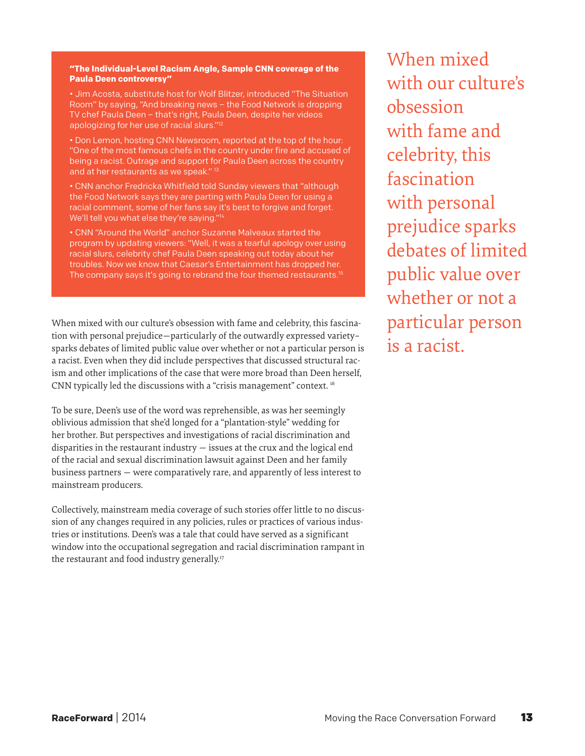**"The Individual-Level Racism Angle, Sample CNN coverage of the Paula Deen controversy"**

- Jim Acosta, substitute host for Wolf Blitzer, introduced "The Situation Room" by saying, "And breaking news – the Food Network is dropping TV chef Paula Deen – that's right, Paula Deen, despite her videos apologizing for her use of racial slurs."[12]
- Don Lemon, hosting CNN Newsroom, reported at the top of the hour: "One of the most famous chefs in the country under fire and accused of being a racist. Outrage and support for Paula Deen across the country and at her restaurants as we speak."[13]
- CNN anchor Fredricka Whitfield told Sunday viewers that "although the Food Network says they are parting with Paula Deen for using a racial comment, some of her fans say it's best to forgive and forget. We'll tell you what else they're saying."[14]
- CNN "Around the World" anchor Suzanne Malveaux started the program by updating viewers: "Well, it was a tearful apology over using racial slurs, celebrity chef Paula Deen speaking out today about her troubles. Now we know that Caesar's Entertainment has dropped her. The company says it's going to rebrand the four themed restaurants.[15]

When mixed with our culture's obsession with fame and celebrity, this fascination with personal prejudice—particularly of the outwardly expressed variety–sparks debates of limited public value over whether or not a particular person is a racist. Even when they did include perspectives that discussed structural racism and other implications of the case that were more broad than Deen herself, CNN typically led the discussions with a "crisis management" context.[16]

To be sure, Deen's use of the word was reprehensible, as was her seemingly oblivious admission that she'd longed for a "plantation-style" wedding for her brother. But perspectives and investigations of racial discrimination and disparities in the restaurant industry — issues at the crux and the logical end of the racial and sexual discrimination lawsuit against Deen and her family business partners — were comparatively rare, and apparently of less interest to mainstream producers.

Collectively, mainstream media coverage of such stories offer little to no discussion of any changes required in any policies, rules or practices of various industries or institutions. Deen's was a tale that could have served as a significant window into the occupational segregation and racial discrimination rampant in the restaurant and food industry generally.[17]

> When mixed with our culture's obsession with fame and celebrity, this fascination with personal prejudice sparks debates of limited public value over whether or not a particular person is a racist.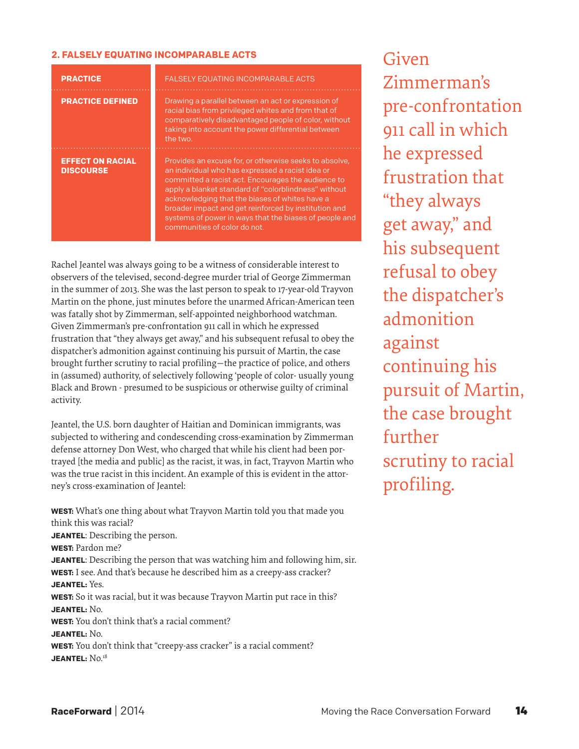### 2. FALSELY EQUATING INCOMPARABLE ACTS

| PRACTICE | FALSELY EQUATING INCOMPARABLE ACTS |
| --- | --- |
| **PRACTICE DEFINED** | Drawing a parallel between an act or expression of racial bias from privileged whites and from that of comparatively disadvantaged people of color, without taking into account the power differential between the two. |
| **EFFECT ON RACIAL DISCOURSE** | Provides an excuse for, or otherwise seeks to absolve, an individual who has expressed a racist idea or committed a racist act. Encourages the audience to apply a blanket standard of "colorblindness" without acknowledging that the biases of whites have a broader impact and get reinforced by institution and systems of power in ways that the biases of people and communities of color do not. |

Rachel Jeantel was always going to be a witness of considerable interest to observers of the televised, second-degree murder trial of George Zimmerman in the summer of 2013. She was the last person to speak to 17-year-old Trayvon Martin on the phone, just minutes before the unarmed African-American teen was fatally shot by Zimmerman, self-appointed neighborhood watchman. Given Zimmerman's pre-confrontation 911 call in which he expressed frustration that "they always get away," and his subsequent refusal to obey the dispatcher's admonition against continuing his pursuit of Martin, the case brought further scrutiny to racial profiling—the practice of police, and others in (assumed) authority, of selectively following 'people of color- usually young Black and Brown - presumed to be suspicious or otherwise guilty of criminal activity.

Jeantel, the U.S. born daughter of Haitian and Dominican immigrants, was subjected to withering and condescending cross-examination by Zimmerman defense attorney Don West, who charged that while his client had been portrayed [the media and public] as the racist, it was, in fact, Trayvon Martin who was the true racist in this incident. An example of this is evident in the attorney's cross-examination of Jeantel:

**WEST:** What's one thing about what Trayvon Martin told you that made you think this was racial?
**JEANTEL**: Describing the person.
**WEST:** Pardon me?
**JEANTEL**: Describing the person that was watching him and following him, sir.
**WEST:** I see. And that's because he described him as a creepy-ass cracker?
**JEANTEL:** Yes.
**WEST:** So it was racial, but it was because Trayvon Martin put race in this?
**JEANTEL:** No.
**WEST:** You don't think that's a racial comment?
**JEANTEL:** No.
**WEST:** You don't think that "creepy-ass cracker" is a racial comment?
**JEANTEL:** No.[18]

> Given Zimmerman's pre-confrontation 911 call in which he expressed frustration that "they always get away," and his subsequent refusal to obey the dispatcher's admonition against continuing his pursuit of Martin, the case brought further scrutiny to racial profiling.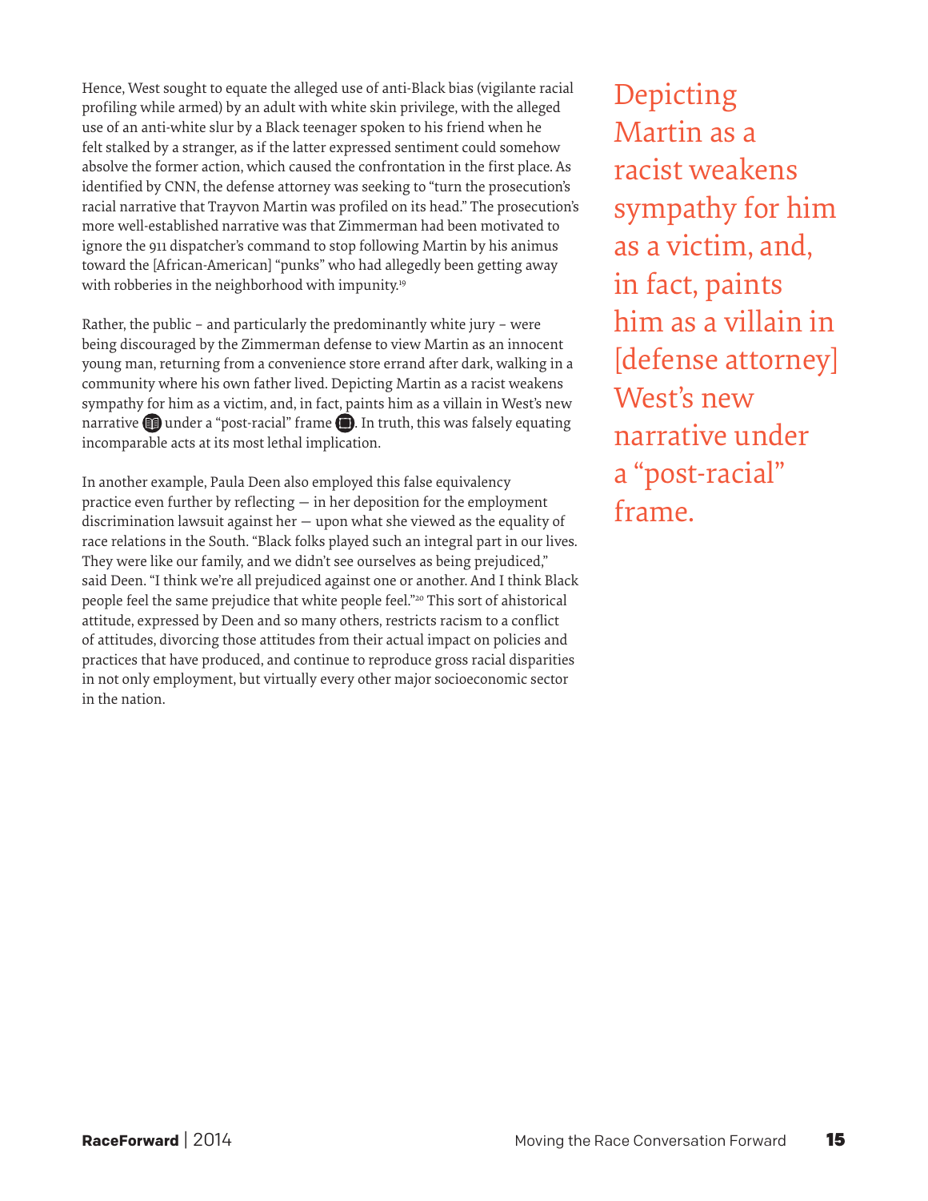Hence, West sought to equate the alleged use of anti-Black bias (vigilante racial profiling while armed) by an adult with white skin privilege, with the alleged use of an anti-white slur by a Black teenager spoken to his friend when he felt stalked by a stranger, as if the latter expressed sentiment could somehow absolve the former action, which caused the confrontation in the first place. As identified by CNN, the defense attorney was seeking to "turn the prosecution's racial narrative that Trayvon Martin was profiled on its head." The prosecution's more well-established narrative was that Zimmerman had been motivated to ignore the 911 dispatcher's command to stop following Martin by his animus toward the [African-American] "punks" who had allegedly been getting away with robberies in the neighborhood with impunity.[19]

Rather, the public – and particularly the predominantly white jury – were being discouraged by the Zimmerman defense to view Martin as an innocent young man, returning from a convenience store errand after dark, walking in a community where his own father lived. Depicting Martin as a racist weakens sympathy for him as a victim, and, in fact, paints him as a villain in West's new narrative under a "post-racial" frame. In truth, this was falsely equating incomparable acts at its most lethal implication.

> Depicting Martin as a racist weakens sympathy for him as a victim, and, in fact, paints him as a villain in [defense attorney] West's new narrative under a "post-racial" frame.

In another example, Paula Deen also employed this false equivalency practice even further by reflecting — in her deposition for the employment discrimination lawsuit against her — upon what she viewed as the equality of race relations in the South. "Black folks played such an integral part in our lives. They were like our family, and we didn't see ourselves as being prejudiced," said Deen. "I think we're all prejudiced against one or another. And I think Black people feel the same prejudice that white people feel."[20] This sort of ahistorical attitude, expressed by Deen and so many others, restricts racism to a conflict of attitudes, divorcing those attitudes from their actual impact on policies and practices that have produced, and continue to reproduce gross racial disparities in not only employment, but virtually every other major socioeconomic sector in the nation.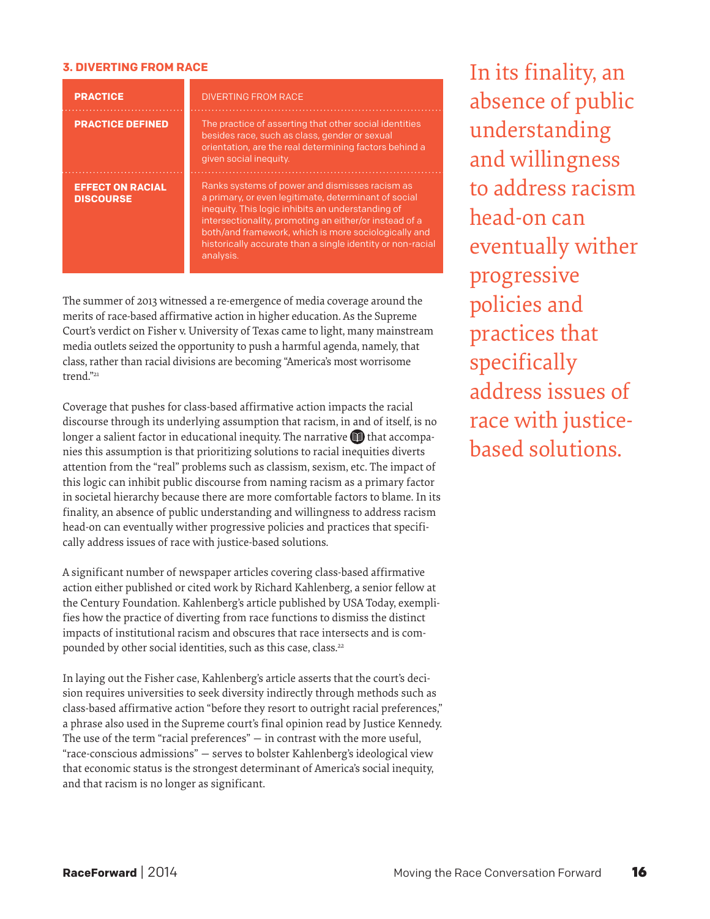### 3. DIVERTING FROM RACE

| PRACTICE | DIVERTING FROM RACE |
|---|---|
| **PRACTICE DEFINED** | The practice of asserting that other social identities besides race, such as class, gender or sexual orientation, are the real determining factors behind a given social inequity. |
| **EFFECT ON RACIAL DISCOURSE** | Ranks systems of power and dismisses racism as a primary, or even legitimate, determinant of social inequity. This logic inhibits an understanding of intersectionality, promoting an either/or instead of a both/and framework, which is more sociologically and historically accurate than a single identity or non-racial analysis. |

The summer of 2013 witnessed a re-emergence of media coverage around the merits of race-based affirmative action in higher education. As the Supreme Court's verdict on Fisher v. University of Texas came to light, many mainstream media outlets seized the opportunity to push a harmful agenda, namely, that class, rather than racial divisions are becoming "America's most worrisome trend."[21]

Coverage that pushes for class-based affirmative action impacts the racial discourse through its underlying assumption that racism, in and of itself, is no longer a salient factor in educational inequity. The narrative that accompanies this assumption is that prioritizing solutions to racial inequities diverts attention from the "real" problems such as classism, sexism, etc. The impact of this logic can inhibit public discourse from naming racism as a primary factor in societal hierarchy because there are more comfortable factors to blame. In its finality, an absence of public understanding and willingness to address racism head-on can eventually wither progressive policies and practices that specifically address issues of race with justice-based solutions.

A significant number of newspaper articles covering class-based affirmative action either published or cited work by Richard Kahlenberg, a senior fellow at the Century Foundation. Kahlenberg's article published by USA Today, exemplifies how the practice of diverting from race functions to dismiss the distinct impacts of institutional racism and obscures that race intersects and is compounded by other social identities, such as this case, class.[22]

In laying out the Fisher case, Kahlenberg's article asserts that the court's decision requires universities to seek diversity indirectly through methods such as class-based affirmative action "before they resort to outright racial preferences," a phrase also used in the Supreme court's final opinion read by Justice Kennedy. The use of the term "racial preferences" — in contrast with the more useful, "race-conscious admissions" — serves to bolster Kahlenberg's ideological view that economic status is the strongest determinant of America's social inequity, and that racism is no longer as significant.

> In its finality, an absence of public understanding and willingness to address racism head-on can eventually wither progressive policies and practices that specifically address issues of race with justice-based solutions.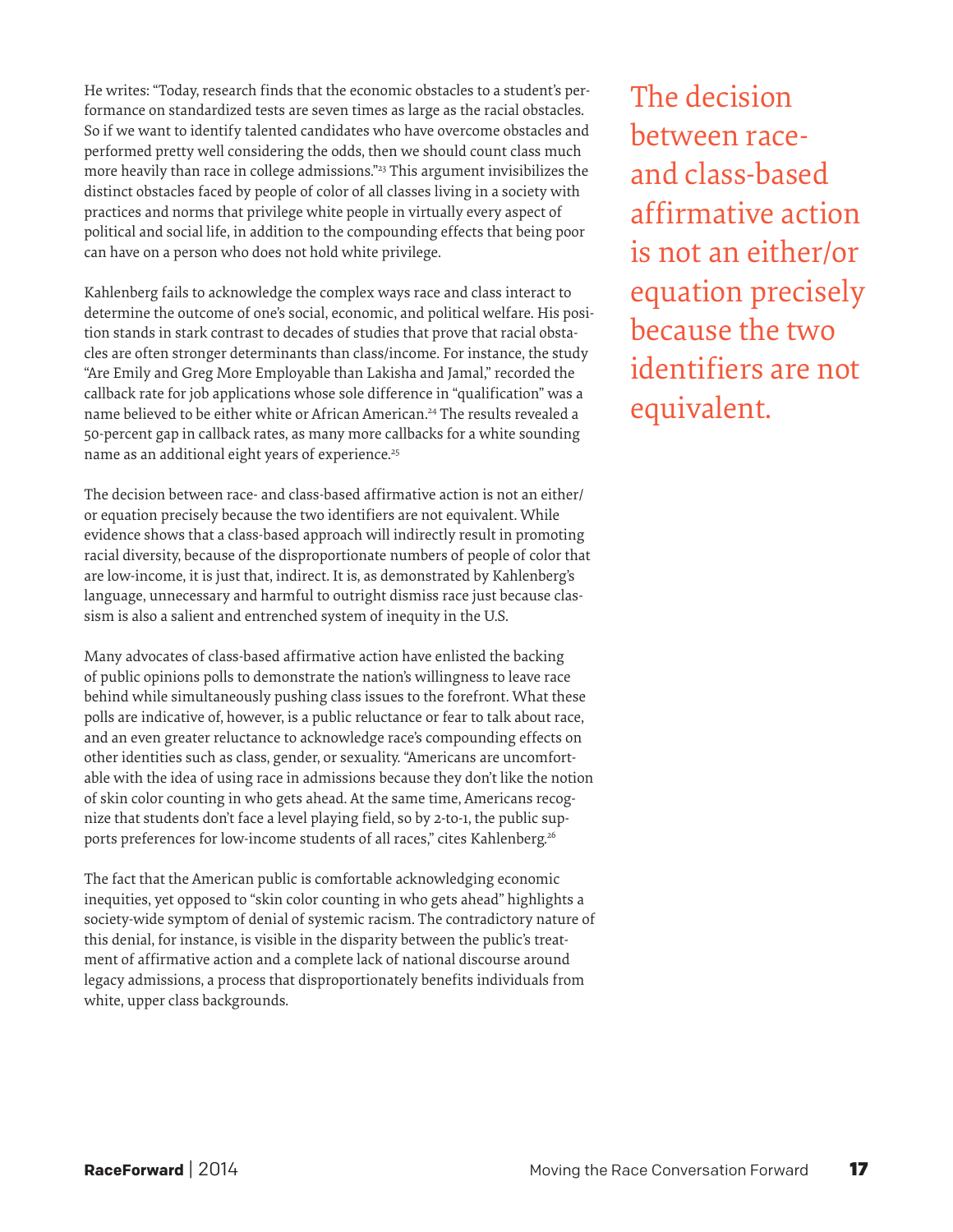He writes: "Today, research finds that the economic obstacles to a student's performance on standardized tests are seven times as large as the racial obstacles. So if we want to identify talented candidates who have overcome obstacles and performed pretty well considering the odds, then we should count class much more heavily than race in college admissions."[23] This argument invisibilizes the distinct obstacles faced by people of color of all classes living in a society with practices and norms that privilege white people in virtually every aspect of political and social life, in addition to the compounding effects that being poor can have on a person who does not hold white privilege.

Kahlenberg fails to acknowledge the complex ways race and class interact to determine the outcome of one's social, economic, and political welfare. His position stands in stark contrast to decades of studies that prove that racial obstacles are often stronger determinants than class/income. For instance, the study "Are Emily and Greg More Employable than Lakisha and Jamal," recorded the callback rate for job applications whose sole difference in "qualification" was a name believed to be either white or African American.[24] The results revealed a 50-percent gap in callback rates, as many more callbacks for a white sounding name as an additional eight years of experience.[25]

The decision between race- and class-based affirmative action is not an either/or equation precisely because the two identifiers are not equivalent. While evidence shows that a class-based approach will indirectly result in promoting racial diversity, because of the disproportionate numbers of people of color that are low-income, it is just that, indirect. It is, as demonstrated by Kahlenberg's language, unnecessary and harmful to outright dismiss race just because classism is also a salient and entrenched system of inequity in the U.S.

> The decision between race- and class-based affirmative action is not an either/or equation precisely because the two identifiers are not equivalent.

Many advocates of class-based affirmative action have enlisted the backing of public opinions polls to demonstrate the nation's willingness to leave race behind while simultaneously pushing class issues to the forefront. What these polls are indicative of, however, is a public reluctance or fear to talk about race, and an even greater reluctance to acknowledge race's compounding effects on other identities such as class, gender, or sexuality. "Americans are uncomfortable with the idea of using race in admissions because they don't like the notion of skin color counting in who gets ahead. At the same time, Americans recognize that students don't face a level playing field, so by 2-to-1, the public supports preferences for low-income students of all races," cites Kahlenberg.[26]

The fact that the American public is comfortable acknowledging economic inequities, yet opposed to "skin color counting in who gets ahead" highlights a society-wide symptom of denial of systemic racism. The contradictory nature of this denial, for instance, is visible in the disparity between the public's treatment of affirmative action and a complete lack of national discourse around legacy admissions, a process that disproportionately benefits individuals from white, upper class backgrounds.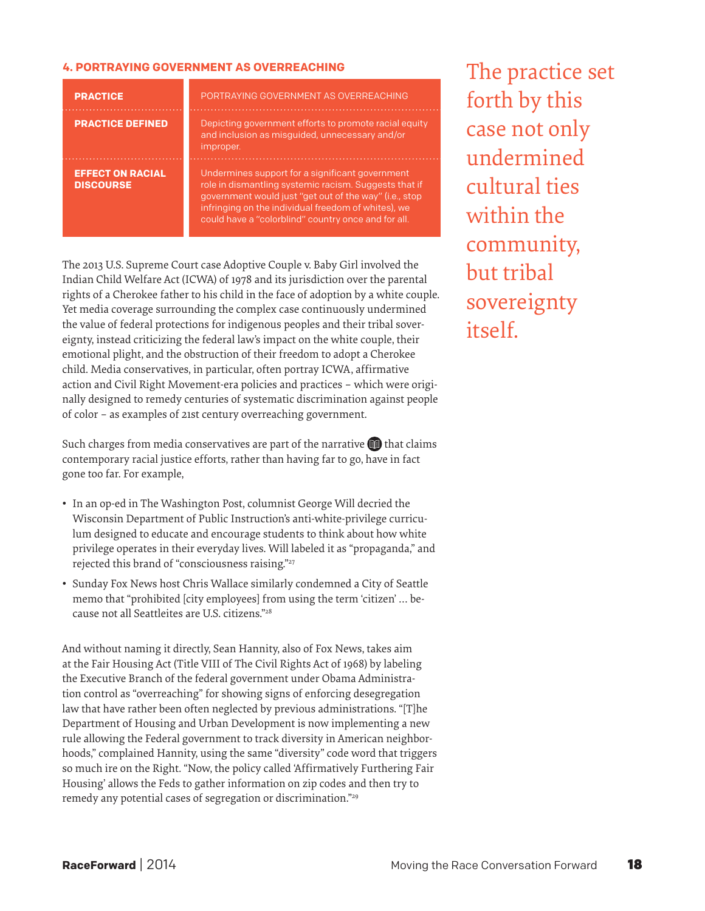### 4. PORTRAYING GOVERNMENT AS OVERREACHING

| PRACTICE | PORTRAYING GOVERNMENT AS OVERREACHING |
|---|---|
| PRACTICE DEFINED | Depicting government efforts to promote racial equity and inclusion as misguided, unnecessary and/or improper. |
| EFFECT ON RACIAL DISCOURSE | Undermines support for a significant government role in dismantling systemic racism. Suggests that if government would just "get out of the way" (i.e., stop infringing on the individual freedom of whites), we could have a "colorblind" country once and for all. |

The 2013 U.S. Supreme Court case Adoptive Couple v. Baby Girl involved the Indian Child Welfare Act (ICWA) of 1978 and its jurisdiction over the parental rights of a Cherokee father to his child in the face of adoption by a white couple. Yet media coverage surrounding the complex case continuously undermined the value of federal protections for indigenous peoples and their tribal sovereignty, instead criticizing the federal law's impact on the white couple, their emotional plight, and the obstruction of their freedom to adopt a Cherokee child. Media conservatives, in particular, often portray ICWA, affirmative action and Civil Right Movement-era policies and practices – which were originally designed to remedy centuries of systematic discrimination against people of color – as examples of 21st century overreaching government.

> The practice set forth by this case not only undermined cultural ties within the community, but tribal sovereignty itself.

Such charges from media conservatives are part of the narrative that claims contemporary racial justice efforts, rather than having far to go, have in fact gone too far. For example,

- In an op-ed in The Washington Post, columnist George Will decried the Wisconsin Department of Public Instruction's anti-white-privilege curriculum designed to educate and encourage students to think about how white privilege operates in their everyday lives. Will labeled it as "propaganda," and rejected this brand of "consciousness raising."[27]
- Sunday Fox News host Chris Wallace similarly condemned a City of Seattle memo that "prohibited [city employees] from using the term 'citizen' ... because not all Seattleites are U.S. citizens."[28]

And without naming it directly, Sean Hannity, also of Fox News, takes aim at the Fair Housing Act (Title VIII of The Civil Rights Act of 1968) by labeling the Executive Branch of the federal government under Obama Administration control as "overreaching" for showing signs of enforcing desegregation law that have rather been often neglected by previous administrations. "[T]he Department of Housing and Urban Development is now implementing a new rule allowing the Federal government to track diversity in American neighborhoods," complained Hannity, using the same "diversity" code word that triggers so much ire on the Right. "Now, the policy called 'Affirmatively Furthering Fair Housing' allows the Feds to gather information on zip codes and then try to remedy any potential cases of segregation or discrimination."[29]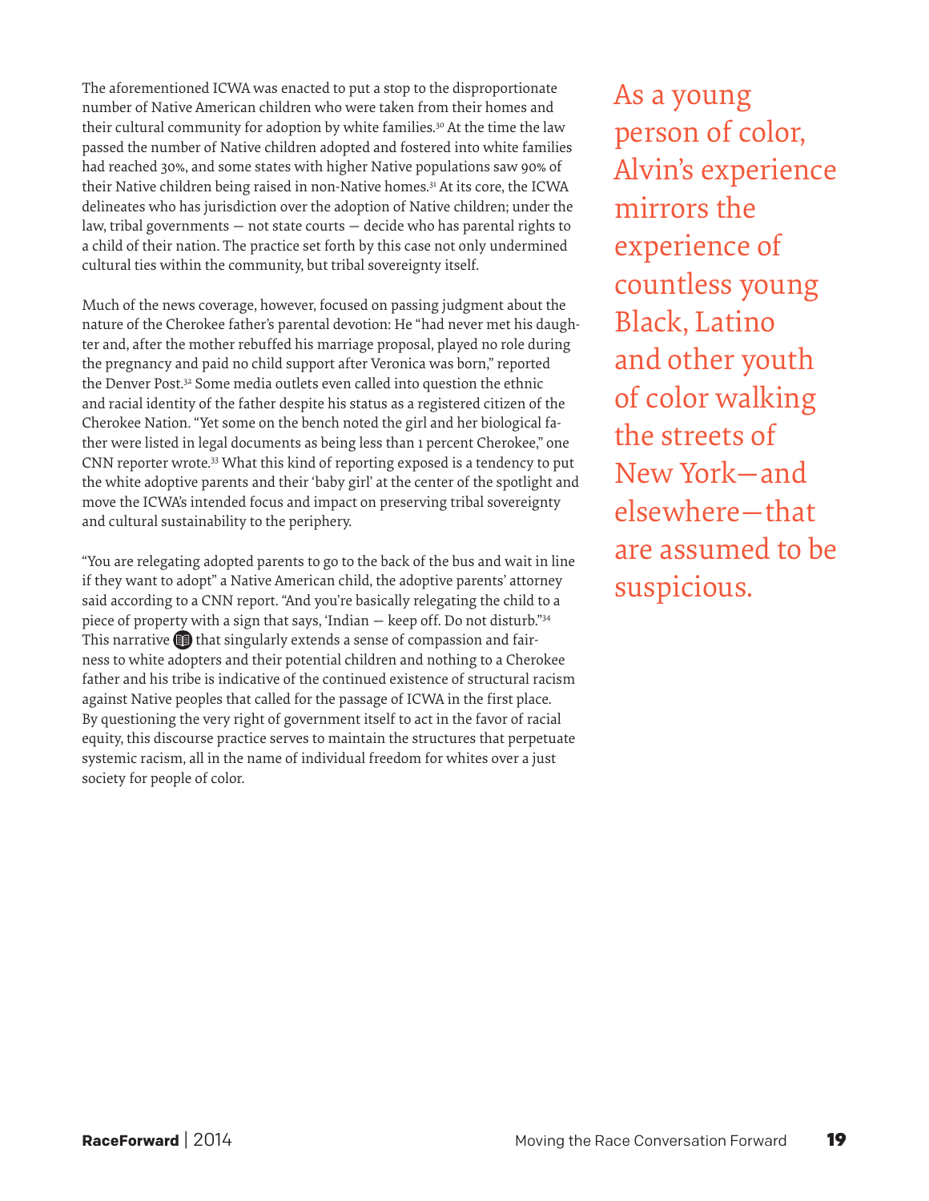The aforementioned ICWA was enacted to put a stop to the disproportionate number of Native American children who were taken from their homes and their cultural community for adoption by white families.[30] At the time the law passed the number of Native children adopted and fostered into white families had reached 30%, and some states with higher Native populations saw 90% of their Native children being raised in non-Native homes.[31] At its core, the ICWA delineates who has jurisdiction over the adoption of Native children; under the law, tribal governments — not state courts — decide who has parental rights to a child of their nation. The practice set forth by this case not only undermined cultural ties within the community, but tribal sovereignty itself.

Much of the news coverage, however, focused on passing judgment about the nature of the Cherokee father's parental devotion: He "had never met his daughter and, after the mother rebuffed his marriage proposal, played no role during the pregnancy and paid no child support after Veronica was born," reported the Denver Post.[32] Some media outlets even called into question the ethnic and racial identity of the father despite his status as a registered citizen of the Cherokee Nation. "Yet some on the bench noted the girl and her biological father were listed in legal documents as being less than 1 percent Cherokee," one CNN reporter wrote.[33] What this kind of reporting exposed is a tendency to put the white adoptive parents and their 'baby girl' at the center of the spotlight and move the ICWA's intended focus and impact on preserving tribal sovereignty and cultural sustainability to the periphery.

"You are relegating adopted parents to go to the back of the bus and wait in line if they want to adopt" a Native American child, the adoptive parents' attorney said according to a CNN report. "And you're basically relegating the child to a piece of property with a sign that says, 'Indian — keep off. Do not disturb.'"[34] This narrative that singularly extends a sense of compassion and fairness to white adopters and their potential children and nothing to a Cherokee father and his tribe is indicative of the continued existence of structural racism against Native peoples that called for the passage of ICWA in the first place. By questioning the very right of government itself to act in the favor of racial equity, this discourse practice serves to maintain the structures that perpetuate systemic racism, all in the name of individual freedom for whites over a just society for people of color.

> As a young person of color, Alvin's experience mirrors the experience of countless young Black, Latino and other youth of color walking the streets of New York—and elsewhere—that are assumed to be suspicious.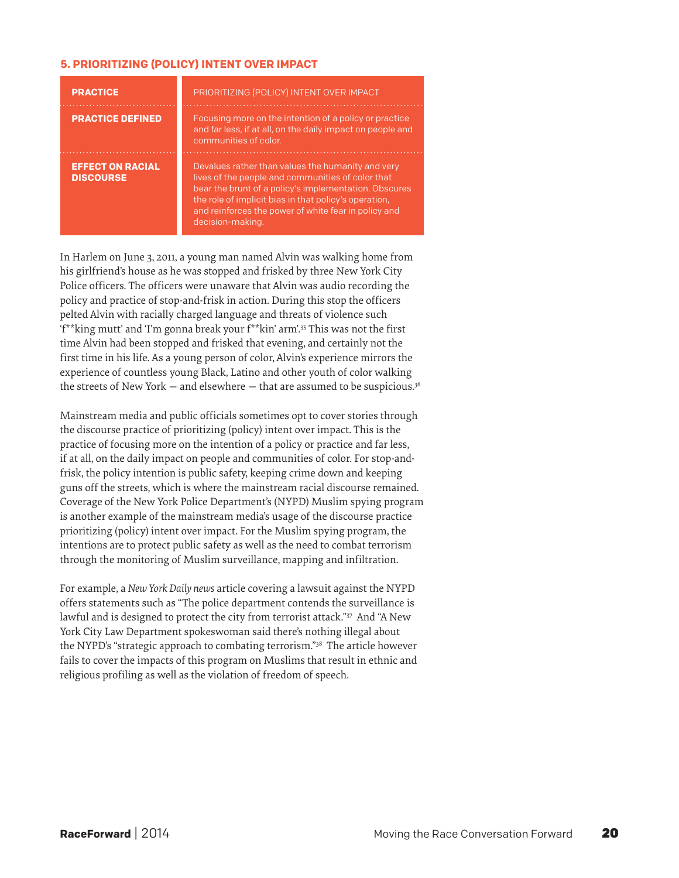### 5. PRIORITIZING (POLICY) INTENT OVER IMPACT

| | |
|---|---|
| **PRACTICE** | PRIORITIZING (POLICY) INTENT OVER IMPACT |
| **PRACTICE DEFINED** | Focusing more on the intention of a policy or practice and far less, if at all, on the daily impact on people and communities of color. |
| **EFFECT ON RACIAL DISCOURSE** | Devalues rather than values the humanity and very lives of the people and communities of color that bear the brunt of a policy's implementation. Obscures the role of implicit bias in that policy's operation, and reinforces the power of white fear in policy and decision-making. |

In Harlem on June 3, 2011, a young man named Alvin was walking home from his girlfriend's house as he was stopped and frisked by three New York City Police officers. The officers were unaware that Alvin was audio recording the policy and practice of stop-and-frisk in action. During this stop the officers pelted Alvin with racially charged language and threats of violence such 'f**king mutt' and 'I'm gonna break your f**kin' arm'.[35] This was not the first time Alvin had been stopped and frisked that evening, and certainly not the first time in his life. As a young person of color, Alvin's experience mirrors the experience of countless young Black, Latino and other youth of color walking the streets of New York — and elsewhere — that are assumed to be suspicious.[36]

Mainstream media and public officials sometimes opt to cover stories through the discourse practice of prioritizing (policy) intent over impact. This is the practice of focusing more on the intention of a policy or practice and far less, if at all, on the daily impact on people and communities of color. For stop-and-frisk, the policy intention is public safety, keeping crime down and keeping guns off the streets, which is where the mainstream racial discourse remained. Coverage of the New York Police Department's (NYPD) Muslim spying program is another example of the mainstream media's usage of the discourse practice prioritizing (policy) intent over impact. For the Muslim spying program, the intentions are to protect public safety as well as the need to combat terrorism through the monitoring of Muslim surveillance, mapping and infiltration.

For example, a *New York Daily news* article covering a lawsuit against the NYPD offers statements such as "The police department contends the surveillance is lawful and is designed to protect the city from terrorist attack."[37] And "A New York City Law Department spokeswoman said there's nothing illegal about the NYPD's "strategic approach to combating terrorism."[38] The article however fails to cover the impacts of this program on Muslims that result in ethnic and religious profiling as well as the violation of freedom of speech.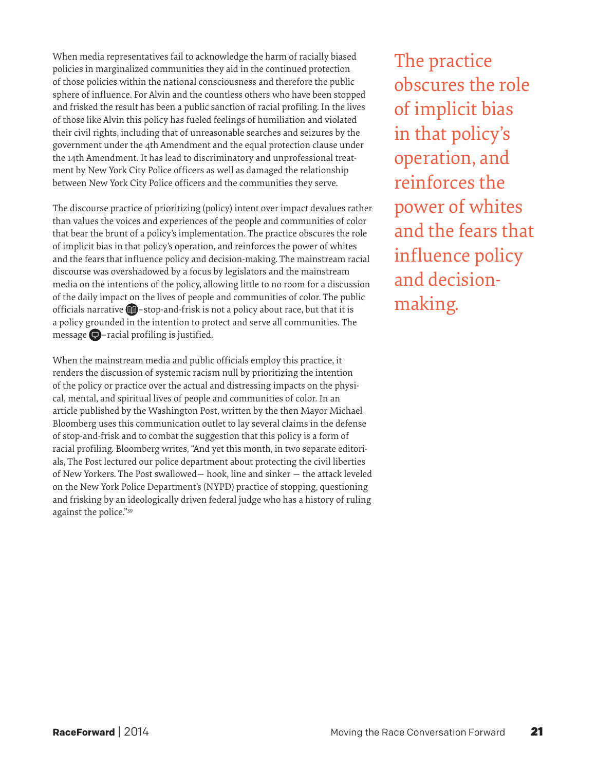When media representatives fail to acknowledge the harm of racially biased policies in marginalized communities they aid in the continued protection of those policies within the national consciousness and therefore the public sphere of influence. For Alvin and the countless others who have been stopped and frisked the result has been a public sanction of racial profiling. In the lives of those like Alvin this policy has fueled feelings of humiliation and violated their civil rights, including that of unreasonable searches and seizures by the government under the 4th Amendment and the equal protection clause under the 14th Amendment. It has lead to discriminatory and unprofessional treatment by New York City Police officers as well as damaged the relationship between New York City Police officers and the communities they serve.

The discourse practice of prioritizing (policy) intent over impact devalues rather than values the voices and experiences of the people and communities of color that bear the brunt of a policy's implementation. The practice obscures the role of implicit bias in that policy's operation, and reinforces the power of whites and the fears that influence policy and decision-making. The mainstream racial discourse was overshadowed by a focus by legislators and the mainstream media on the intentions of the policy, allowing little to no room for a discussion of the daily impact on the lives of people and communities of color. The public officials narrative –stop-and-frisk is not a policy about race, but that it is a policy grounded in the intention to protect and serve all communities. The message –racial profiling is justified.

When the mainstream media and public officials employ this practice, it renders the discussion of systemic racism null by prioritizing the intention of the policy or practice over the actual and distressing impacts on the physical, mental, and spiritual lives of people and communities of color. In an article published by the Washington Post, written by the then Mayor Michael Bloomberg uses this communication outlet to lay several claims in the defense of stop-and-frisk and to combat the suggestion that this policy is a form of racial profiling. Bloomberg writes, "And yet this month, in two separate editorials, The Post lectured our police department about protecting the civil liberties of New Yorkers. The Post swallowed— hook, line and sinker — the attack leveled on the New York Police Department's (NYPD) practice of stopping, questioning and frisking by an ideologically driven federal judge who has a history of ruling against the police."[39]

The practice obscures the role of implicit bias in that policy's operation, and reinforces the power of whites and the fears that influence policy and decision-making.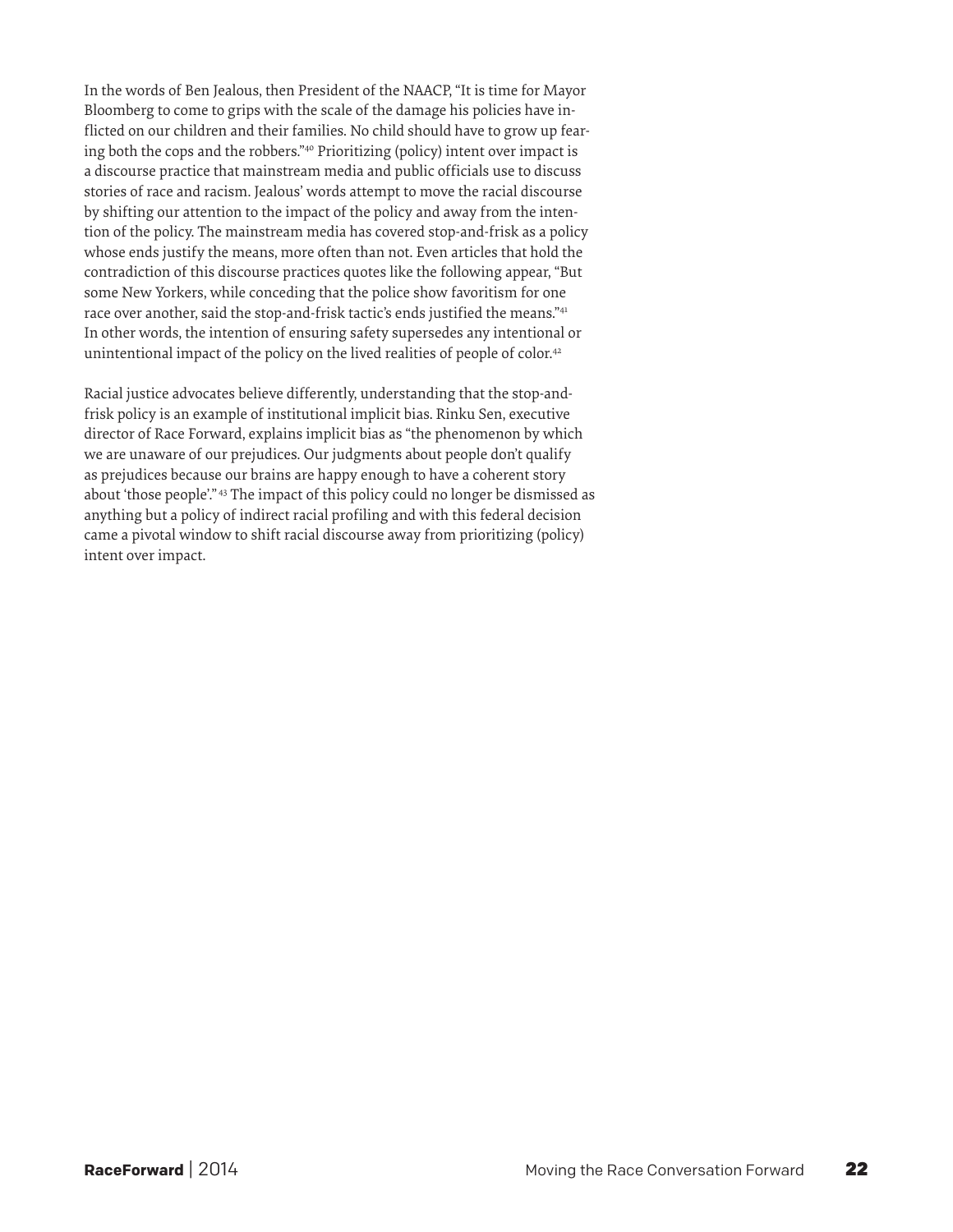In the words of Ben Jealous, then President of the NAACP, "It is time for Mayor Bloomberg to come to grips with the scale of the damage his policies have inflicted on our children and their families. No child should have to grow up fearing both the cops and the robbers."[40] Prioritizing (policy) intent over impact is a discourse practice that mainstream media and public officials use to discuss stories of race and racism. Jealous' words attempt to move the racial discourse by shifting our attention to the impact of the policy and away from the intention of the policy. The mainstream media has covered stop-and-frisk as a policy whose ends justify the means, more often than not. Even articles that hold the contradiction of this discourse practices quotes like the following appear, "But some New Yorkers, while conceding that the police show favoritism for one race over another, said the stop-and-frisk tactic's ends justified the means."[41] In other words, the intention of ensuring safety supersedes any intentional or unintentional impact of the policy on the lived realities of people of color.[42]

Racial justice advocates believe differently, understanding that the stop-and-frisk policy is an example of institutional implicit bias. Rinku Sen, executive director of Race Forward, explains implicit bias as "the phenomenon by which we are unaware of our prejudices. Our judgments about people don't qualify as prejudices because our brains are happy enough to have a coherent story about 'those people'."[43] The impact of this policy could no longer be dismissed as anything but a policy of indirect racial profiling and with this federal decision came a pivotal window to shift racial discourse away from prioritizing (policy) intent over impact.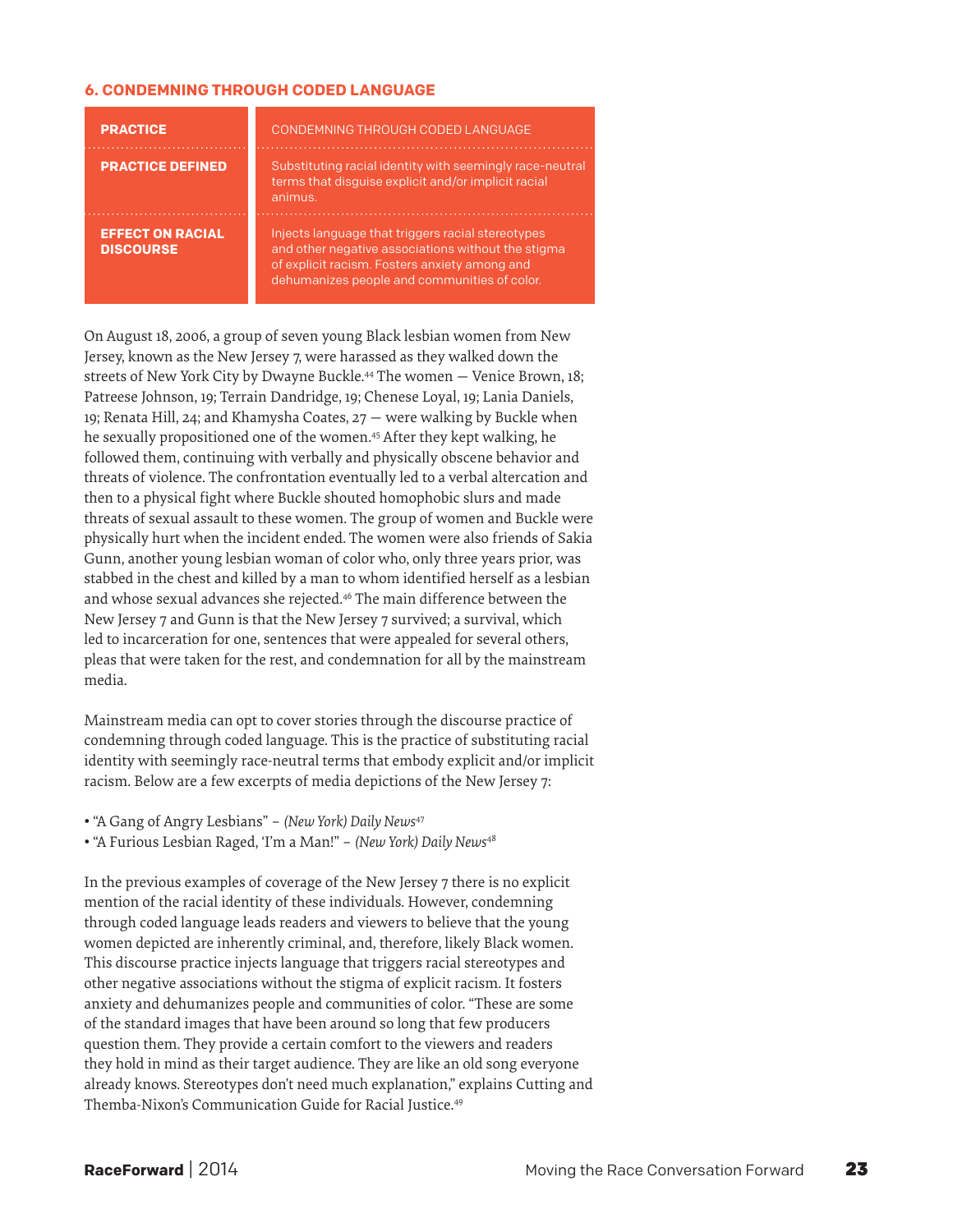### 6. CONDEMNING THROUGH CODED LANGUAGE

| **PRACTICE** | CONDEMNING THROUGH CODED LANGUAGE |
|---|---|
| **PRACTICE DEFINED** | Substituting racial identity with seemingly race-neutral terms that disguise explicit and/or implicit racial animus. |
| **EFFECT ON RACIAL DISCOURSE** | Injects language that triggers racial stereotypes and other negative associations without the stigma of explicit racism. Fosters anxiety among and dehumanizes people and communities of color. |

On August 18, 2006, a group of seven young Black lesbian women from New Jersey, known as the New Jersey 7, were harassed as they walked down the streets of New York City by Dwayne Buckle.[44] The women — Venice Brown, 18; Patreese Johnson, 19; Terrain Dandridge, 19; Chenese Loyal, 19; Lania Daniels, 19; Renata Hill, 24; and Khamysha Coates, 27 — were walking by Buckle when he sexually propositioned one of the women.[45] After they kept walking, he followed them, continuing with verbally and physically obscene behavior and threats of violence. The confrontation eventually led to a verbal altercation and then to a physical fight where Buckle shouted homophobic slurs and made threats of sexual assault to these women. The group of women and Buckle were physically hurt when the incident ended. The women were also friends of Sakia Gunn, another young lesbian woman of color who, only three years prior, was stabbed in the chest and killed by a man to whom identified herself as a lesbian and whose sexual advances she rejected.[46] The main difference between the New Jersey 7 and Gunn is that the New Jersey 7 survived; a survival, which led to incarceration for one, sentences that were appealed for several others, pleas that were taken for the rest, and condemnation for all by the mainstream media.

Mainstream media can opt to cover stories through the discourse practice of condemning through coded language. This is the practice of substituting racial identity with seemingly race-neutral terms that embody explicit and/or implicit racism. Below are a few excerpts of media depictions of the New Jersey 7:

- "A Gang of Angry Lesbians" – *(New York) Daily News*[47]
- "A Furious Lesbian Raged, 'I'm a Man!'" – *(New York) Daily News*[48]

In the previous examples of coverage of the New Jersey 7 there is no explicit mention of the racial identity of these individuals. However, condemning through coded language leads readers and viewers to believe that the young women depicted are inherently criminal, and, therefore, likely Black women. This discourse practice injects language that triggers racial stereotypes and other negative associations without the stigma of explicit racism. It fosters anxiety and dehumanizes people and communities of color. "These are some of the standard images that have been around so long that few producers question them. They provide a certain comfort to the viewers and readers they hold in mind as their target audience. They are like an old song everyone already knows. Stereotypes don't need much explanation," explains Cutting and Themba-Nixon's Communication Guide for Racial Justice.[49]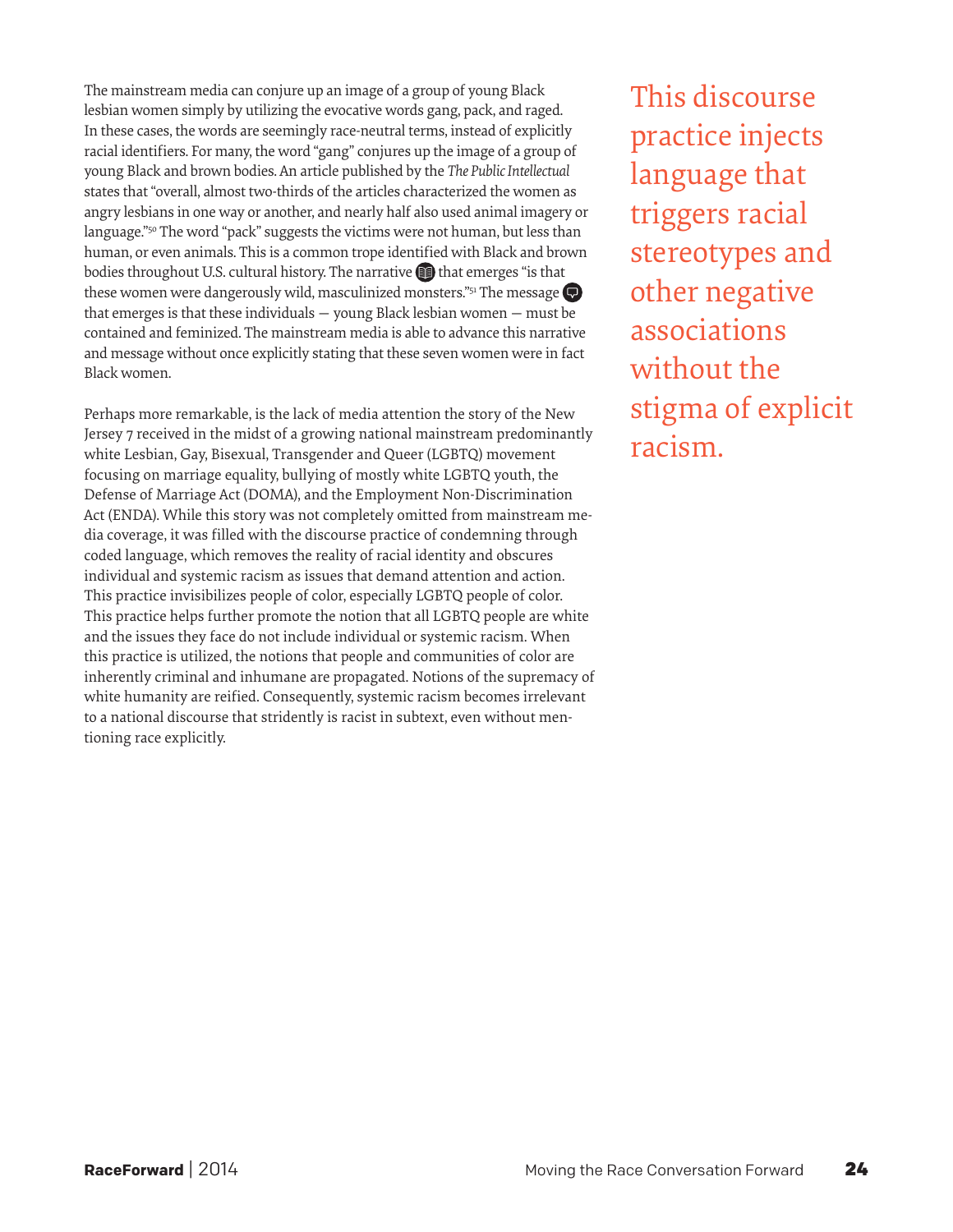The mainstream media can conjure up an image of a group of young Black lesbian women simply by utilizing the evocative words gang, pack, and raged. In these cases, the words are seemingly race-neutral terms, instead of explicitly racial identifiers. For many, the word "gang" conjures up the image of a group of young Black and brown bodies. An article published by the *The Public Intellectual* states that "overall, almost two-thirds of the articles characterized the women as angry lesbians in one way or another, and nearly half also used animal imagery or language."[50] The word "pack" suggests the victims were not human, but less than human, or even animals. This is a common trope identified with Black and brown bodies throughout U.S. cultural history. The narrative that emerges "is that these women were dangerously wild, masculinized monsters."[51] The message that emerges is that these individuals — young Black lesbian women — must be contained and feminized. The mainstream media is able to advance this narrative and message without once explicitly stating that these seven women were in fact Black women.

Perhaps more remarkable, is the lack of media attention the story of the New Jersey 7 received in the midst of a growing national mainstream predominantly white Lesbian, Gay, Bisexual, Transgender and Queer (LGBTQ) movement focusing on marriage equality, bullying of mostly white LGBTQ youth, the Defense of Marriage Act (DOMA), and the Employment Non-Discrimination Act (ENDA). While this story was not completely omitted from mainstream media coverage, it was filled with the discourse practice of condemning through coded language, which removes the reality of racial identity and obscures individual and systemic racism as issues that demand attention and action. This practice invisibilizes people of color, especially LGBTQ people of color. This practice helps further promote the notion that all LGBTQ people are white and the issues they face do not include individual or systemic racism. When this practice is utilized, the notions that people and communities of color are inherently criminal and inhumane are propagated. Notions of the supremacy of white humanity are reified. Consequently, systemic racism becomes irrelevant to a national discourse that stridently is racist in subtext, even without mentioning race explicitly.

This discourse practice injects language that triggers racial stereotypes and other negative associations without the stigma of explicit racism.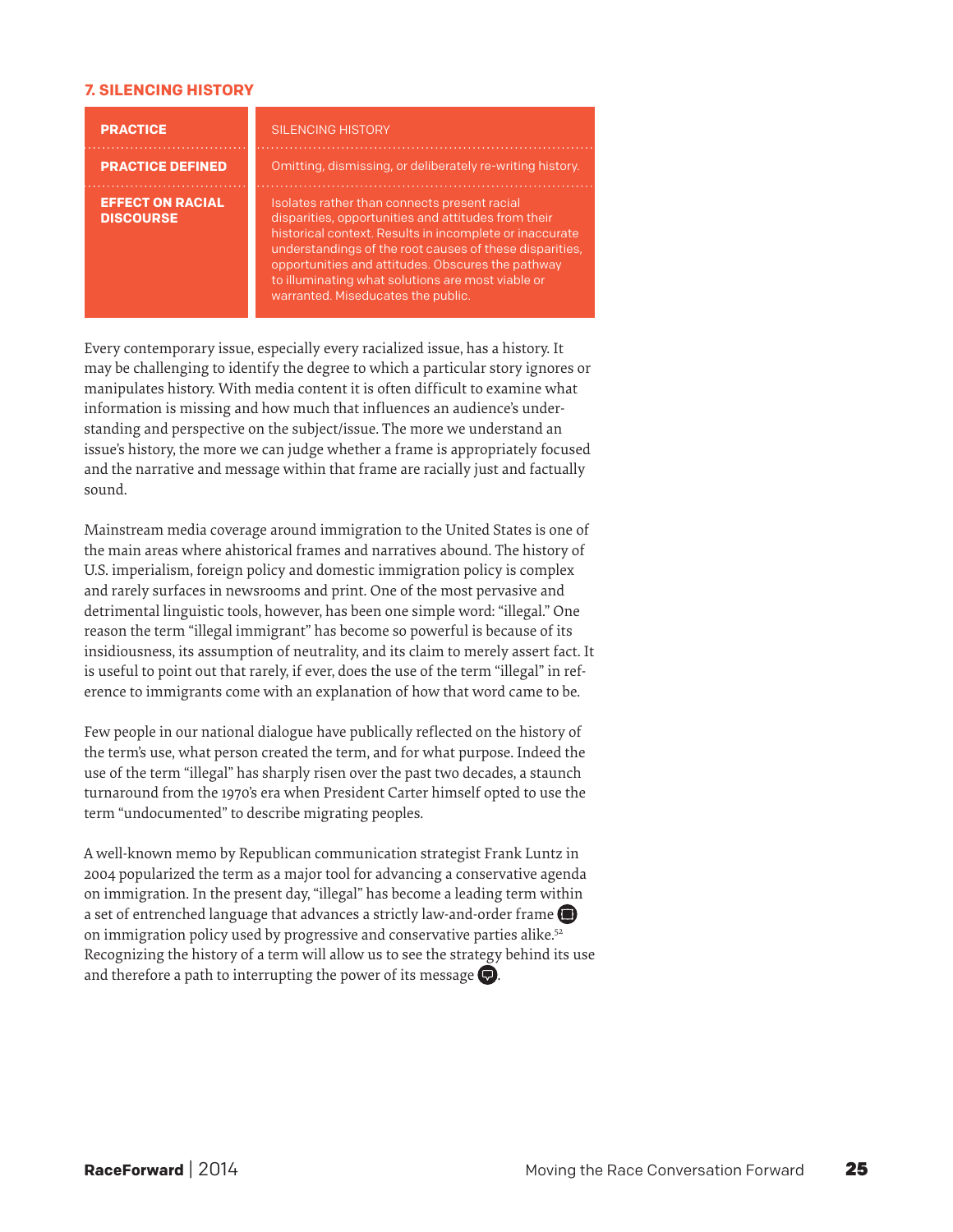### 7. SILENCING HISTORY

| PRACTICE | SILENCING HISTORY |
|---|---|
| PRACTICE DEFINED | Omitting, dismissing, or deliberately re-writing history. |
| EFFECT ON RACIAL DISCOURSE | Isolates rather than connects present racial disparities, opportunities and attitudes from their historical context. Results in incomplete or inaccurate understandings of the root causes of these disparities, opportunities and attitudes. Obscures the pathway to illuminating what solutions are most viable or warranted. Miseducates the public. |

Every contemporary issue, especially every racialized issue, has a history. It may be challenging to identify the degree to which a particular story ignores or manipulates history. With media content it is often difficult to examine what information is missing and how much that influences an audience's understanding and perspective on the subject/issue. The more we understand an issue's history, the more we can judge whether a frame is appropriately focused and the narrative and message within that frame are racially just and factually sound.

Mainstream media coverage around immigration to the United States is one of the main areas where ahistorical frames and narratives abound. The history of U.S. imperialism, foreign policy and domestic immigration policy is complex and rarely surfaces in newsrooms and print. One of the most pervasive and detrimental linguistic tools, however, has been one simple word: "illegal." One reason the term "illegal immigrant" has become so powerful is because of its insidiousness, its assumption of neutrality, and its claim to merely assert fact. It is useful to point out that rarely, if ever, does the use of the term "illegal" in reference to immigrants come with an explanation of how that word came to be.

Few people in our national dialogue have publically reflected on the history of the term's use, what person created the term, and for what purpose. Indeed the use of the term "illegal" has sharply risen over the past two decades, a staunch turnaround from the 1970's era when President Carter himself opted to use the term "undocumented" to describe migrating peoples.

A well-known memo by Republican communication strategist Frank Luntz in 2004 popularized the term as a major tool for advancing a conservative agenda on immigration. In the present day, "illegal" has become a leading term within a set of entrenched language that advances a strictly law-and-order frame on immigration policy used by progressive and conservative parties alike.[52] Recognizing the history of a term will allow us to see the strategy behind its use and therefore a path to interrupting the power of its message.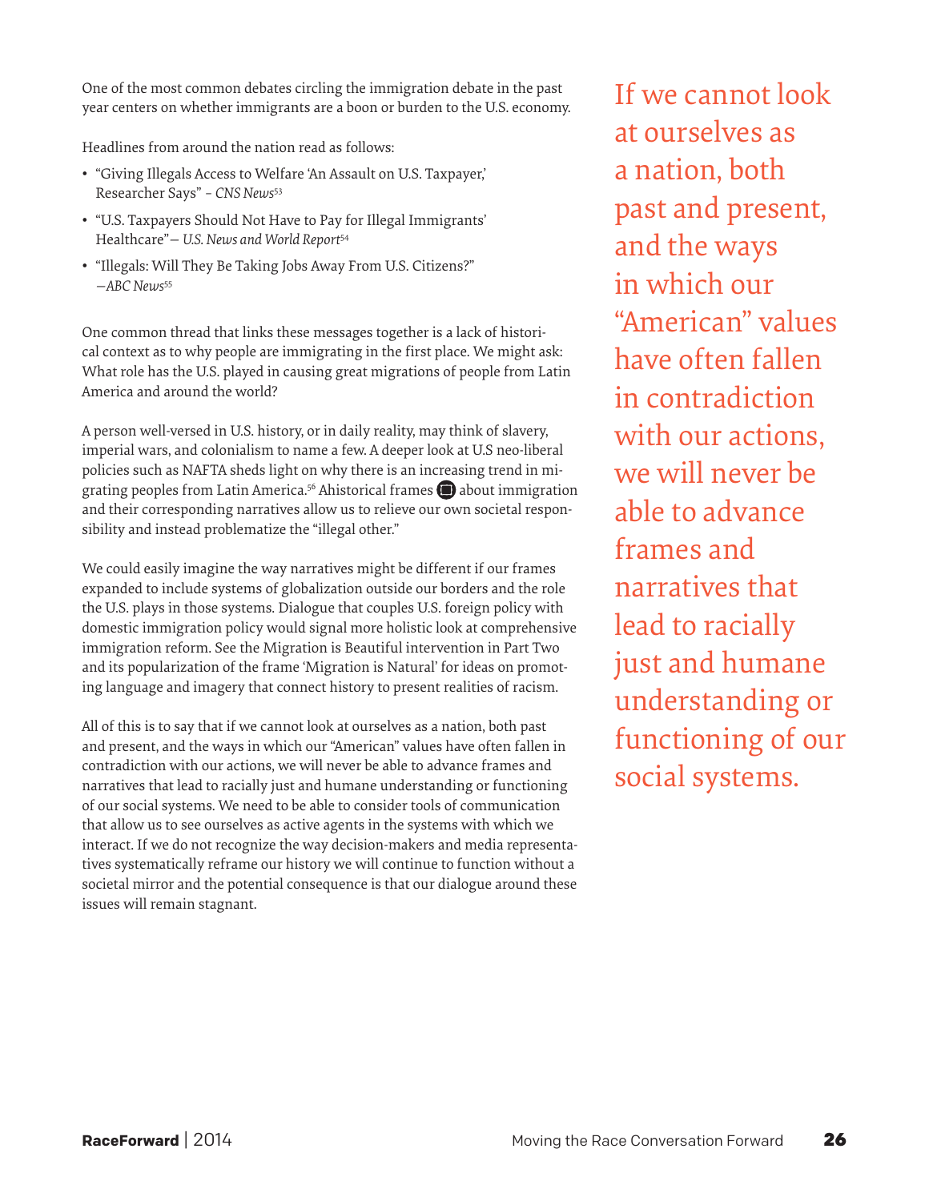One of the most common debates circling the immigration debate in the past year centers on whether immigrants are a boon or burden to the U.S. economy.

Headlines from around the nation read as follows:

- "Giving Illegals Access to Welfare 'An Assault on U.S. Taxpayer,' Researcher Says" – *CNS News*[53]
- "U.S. Taxpayers Should Not Have to Pay for Illegal Immigrants' Healthcare"— *U.S. News and World Report*[54]
- "Illegals: Will They Be Taking Jobs Away From U.S. Citizens?" —*ABC News*[55]

One common thread that links these messages together is a lack of historical context as to why people are immigrating in the first place. We might ask: What role has the U.S. played in causing great migrations of people from Latin America and around the world?

A person well-versed in U.S. history, or in daily reality, may think of slavery, imperial wars, and colonialism to name a few. A deeper look at U.S neo-liberal policies such as NAFTA sheds light on why there is an increasing trend in migrating peoples from Latin America.[56] Ahistorical frames about immigration and their corresponding narratives allow us to relieve our own societal responsibility and instead problematize the "illegal other."

We could easily imagine the way narratives might be different if our frames expanded to include systems of globalization outside our borders and the role the U.S. plays in those systems. Dialogue that couples U.S. foreign policy with domestic immigration policy would signal more holistic look at comprehensive immigration reform. See the Migration is Beautiful intervention in Part Two and its popularization of the frame 'Migration is Natural' for ideas on promoting language and imagery that connect history to present realities of racism.

All of this is to say that if we cannot look at ourselves as a nation, both past and present, and the ways in which our "American" values have often fallen in contradiction with our actions, we will never be able to advance frames and narratives that lead to racially just and humane understanding or functioning of our social systems. We need to be able to consider tools of communication that allow us to see ourselves as active agents in the systems with which we interact. If we do not recognize the way decision-makers and media representatives systematically reframe our history we will continue to function without a societal mirror and the potential consequence is that our dialogue around these issues will remain stagnant.

> If we cannot look at ourselves as a nation, both past and present, and the ways in which our "American" values have often fallen in contradiction with our actions, we will never be able to advance frames and narratives that lead to racially just and humane understanding or functioning of our social systems.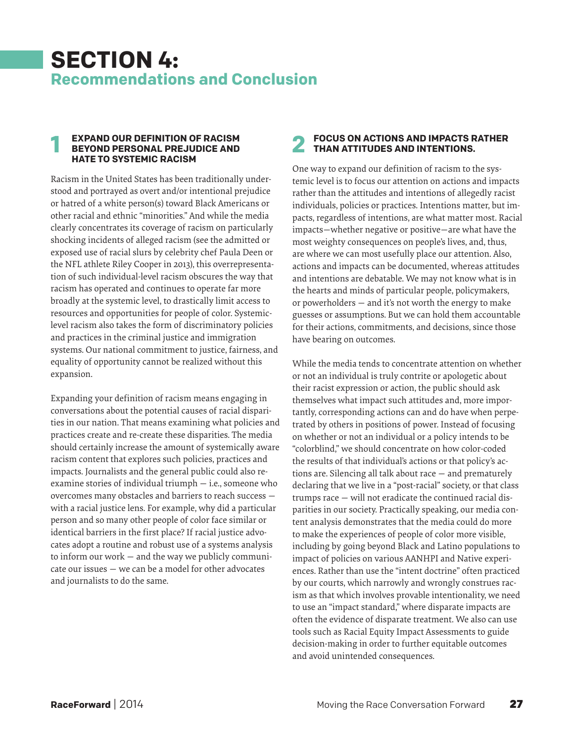# SECTION 4:
## Recommendations and Conclusion

### 1 EXPAND OUR DEFINITION OF RACISM BEYOND PERSONAL PREJUDICE AND HATE TO SYSTEMIC RACISM

Racism in the United States has been traditionally understood and portrayed as overt and/or intentional prejudice or hatred of a white person(s) toward Black Americans or other racial and ethnic "minorities." And while the media clearly concentrates its coverage of racism on particularly shocking incidents of alleged racism (see the admitted or exposed use of racial slurs by celebrity chef Paula Deen or the NFL athlete Riley Cooper in 2013), this overrepresentation of such individual-level racism obscures the way that racism has operated and continues to operate far more broadly at the systemic level, to drastically limit access to resources and opportunities for people of color. Systemic-level racism also takes the form of discriminatory policies and practices in the criminal justice and immigration systems. Our national commitment to justice, fairness, and equality of opportunity cannot be realized without this expansion.

Expanding your definition of racism means engaging in conversations about the potential causes of racial disparities in our nation. That means examining what policies and practices create and re-create these disparities. The media should certainly increase the amount of systemically aware racism content that explores such policies, practices and impacts. Journalists and the general public could also re-examine stories of individual triumph — i.e., someone who overcomes many obstacles and barriers to reach success — with a racial justice lens. For example, why did a particular person and so many other people of color face similar or identical barriers in the first place? If racial justice advocates adopt a routine and robust use of a systems analysis to inform our work — and the way we publicly communicate our issues — we can be a model for other advocates and journalists to do the same.

### 2 FOCUS ON ACTIONS AND IMPACTS RATHER THAN ATTITUDES AND INTENTIONS.

One way to expand our definition of racism to the systemic level is to focus our attention on actions and impacts rather than the attitudes and intentions of allegedly racist individuals, policies or practices. Intentions matter, but impacts, regardless of intentions, are what matter most. Racial impacts—whether negative or positive—are what have the most weighty consequences on people's lives, and, thus, are where we can most usefully place our attention. Also, actions and impacts can be documented, whereas attitudes and intentions are debatable. We may not know what is in the hearts and minds of particular people, policymakers, or powerholders — and it's not worth the energy to make guesses or assumptions. But we can hold them accountable for their actions, commitments, and decisions, since those have bearing on outcomes.

While the media tends to concentrate attention on whether or not an individual is truly contrite or apologetic about their racist expression or action, the public should ask themselves what impact such attitudes and, more importantly, corresponding actions can and do have when perpetrated by others in positions of power. Instead of focusing on whether or not an individual or a policy intends to be "colorblind," we should concentrate on how color-coded the results of that individual's actions or that policy's actions are. Silencing all talk about race — and prematurely declaring that we live in a "post-racial" society, or that class trumps race — will not eradicate the continued racial disparities in our society. Practically speaking, our media content analysis demonstrates that the media could do more to make the experiences of people of color more visible, including by going beyond Black and Latino populations to impact of policies on various AANHPI and Native experiences. Rather than use the "intent doctrine" often practiced by our courts, which narrowly and wrongly construes racism as that which involves provable intentionality, we need to use an "impact standard," where disparate impacts are often the evidence of disparate treatment. We also can use tools such as Racial Equity Impact Assessments to guide decision-making in order to further equitable outcomes and avoid unintended consequences.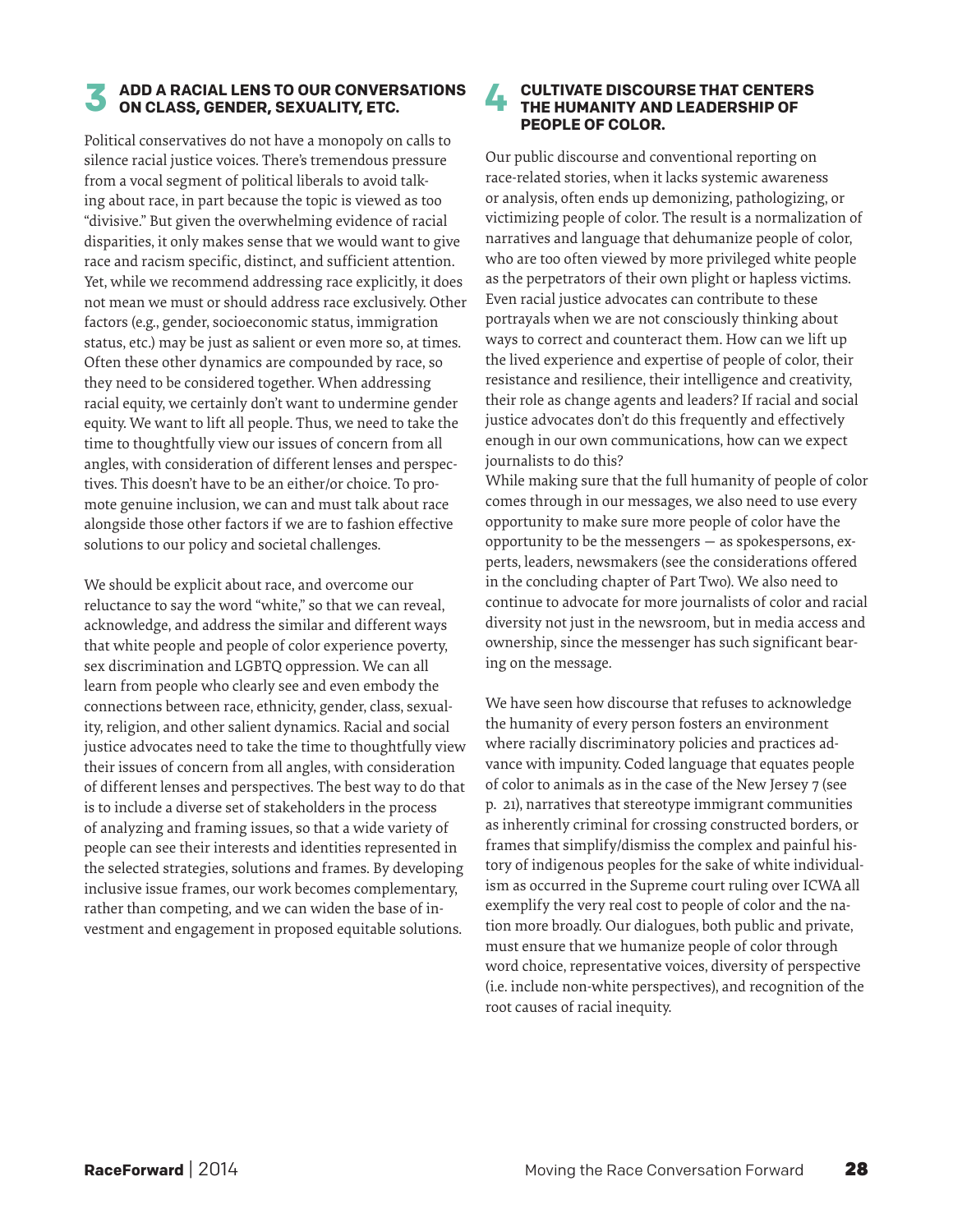## 3 ADD A RACIAL LENS TO OUR CONVERSATIONS ON CLASS, GENDER, SEXUALITY, ETC.

Political conservatives do not have a monopoly on calls to silence racial justice voices. There's tremendous pressure from a vocal segment of political liberals to avoid talking about race, in part because the topic is viewed as too "divisive." But given the overwhelming evidence of racial disparities, it only makes sense that we would want to give race and racism specific, distinct, and sufficient attention. Yet, while we recommend addressing race explicitly, it does not mean we must or should address race exclusively. Other factors (e.g., gender, socioeconomic status, immigration status, etc.) may be just as salient or even more so, at times. Often these other dynamics are compounded by race, so they need to be considered together. When addressing racial equity, we certainly don't want to undermine gender equity. We want to lift all people. Thus, we need to take the time to thoughtfully view our issues of concern from all angles, with consideration of different lenses and perspectives. This doesn't have to be an either/or choice. To promote genuine inclusion, we can and must talk about race alongside those other factors if we are to fashion effective solutions to our policy and societal challenges.

We should be explicit about race, and overcome our reluctance to say the word "white," so that we can reveal, acknowledge, and address the similar and different ways that white people and people of color experience poverty, sex discrimination and LGBTQ oppression. We can all learn from people who clearly see and even embody the connections between race, ethnicity, gender, class, sexuality, religion, and other salient dynamics. Racial and social justice advocates need to take the time to thoughtfully view their issues of concern from all angles, with consideration of different lenses and perspectives. The best way to do that is to include a diverse set of stakeholders in the process of analyzing and framing issues, so that a wide variety of people can see their interests and identities represented in the selected strategies, solutions and frames. By developing inclusive issue frames, our work becomes complementary, rather than competing, and we can widen the base of investment and engagement in proposed equitable solutions.

## 4 CULTIVATE DISCOURSE THAT CENTERS THE HUMANITY AND LEADERSHIP OF PEOPLE OF COLOR.

Our public discourse and conventional reporting on race-related stories, when it lacks systemic awareness or analysis, often ends up demonizing, pathologizing, or victimizing people of color. The result is a normalization of narratives and language that dehumanize people of color, who are too often viewed by more privileged white people as the perpetrators of their own plight or hapless victims. Even racial justice advocates can contribute to these portrayals when we are not consciously thinking about ways to correct and counteract them. How can we lift up the lived experience and expertise of people of color, their resistance and resilience, their intelligence and creativity, their role as change agents and leaders? If racial and social justice advocates don't do this frequently and effectively enough in our own communications, how can we expect journalists to do this?

While making sure that the full humanity of people of color comes through in our messages, we also need to use every opportunity to make sure more people of color have the opportunity to be the messengers — as spokespersons, experts, leaders, newsmakers (see the considerations offered in the concluding chapter of Part Two). We also need to continue to advocate for more journalists of color and racial diversity not just in the newsroom, but in media access and ownership, since the messenger has such significant bearing on the message.

We have seen how discourse that refuses to acknowledge the humanity of every person fosters an environment where racially discriminatory policies and practices advance with impunity. Coded language that equates people of color to animals as in the case of the New Jersey 7 (see p. 21), narratives that stereotype immigrant communities as inherently criminal for crossing constructed borders, or frames that simplify/dismiss the complex and painful history of indigenous peoples for the sake of white individualism as occurred in the Supreme court ruling over ICWA all exemplify the very real cost to people of color and the nation more broadly. Our dialogues, both public and private, must ensure that we humanize people of color through word choice, representative voices, diversity of perspective (i.e. include non-white perspectives), and recognition of the root causes of racial inequity.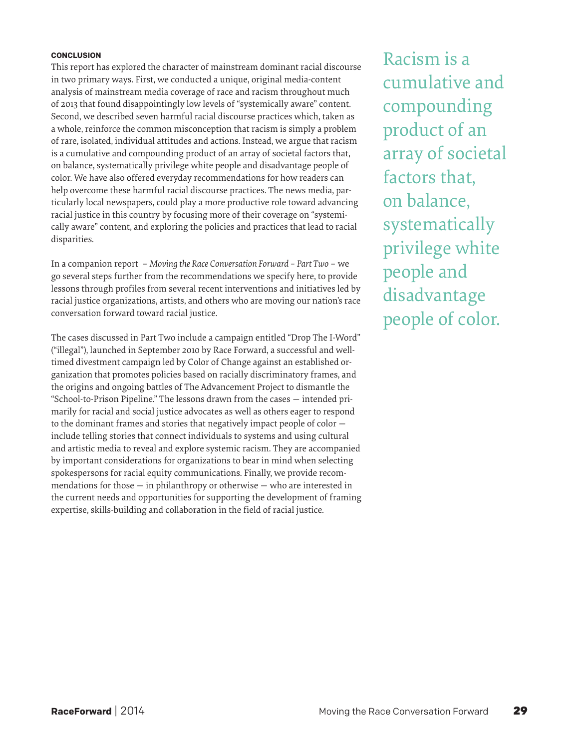## CONCLUSION

This report has explored the character of mainstream dominant racial discourse in two primary ways. First, we conducted a unique, original media-content analysis of mainstream media coverage of race and racism throughout much of 2013 that found disappointingly low levels of "systemically aware" content. Second, we described seven harmful racial discourse practices which, taken as a whole, reinforce the common misconception that racism is simply a problem of rare, isolated, individual attitudes and actions. Instead, we argue that racism is a cumulative and compounding product of an array of societal factors that, on balance, systematically privilege white people and disadvantage people of color. We have also offered everyday recommendations for how readers can help overcome these harmful racial discourse practices. The news media, particularly local newspapers, could play a more productive role toward advancing racial justice in this country by focusing more of their coverage on "systemically aware" content, and exploring the policies and practices that lead to racial disparities.

In a companion report – *Moving the Race Conversation Forward – Part Two* – we go several steps further from the recommendations we specify here, to provide lessons through profiles from several recent interventions and initiatives led by racial justice organizations, artists, and others who are moving our nation's race conversation forward toward racial justice.

The cases discussed in Part Two include a campaign entitled "Drop The I-Word" ("illegal"), launched in September 2010 by Race Forward, a successful and well-timed divestment campaign led by Color of Change against an established organization that promotes policies based on racially discriminatory frames, and the origins and ongoing battles of The Advancement Project to dismantle the "School-to-Prison Pipeline." The lessons drawn from the cases — intended primarily for racial and social justice advocates as well as others eager to respond to the dominant frames and stories that negatively impact people of color — include telling stories that connect individuals to systems and using cultural and artistic media to reveal and explore systemic racism. They are accompanied by important considerations for organizations to bear in mind when selecting spokespersons for racial equity communications. Finally, we provide recommendations for those — in philanthropy or otherwise — who are interested in the current needs and opportunities for supporting the development of framing expertise, skills-building and collaboration in the field of racial justice.

> Racism is a cumulative and compounding product of an array of societal factors that, on balance, systematically privilege white people and disadvantage people of color.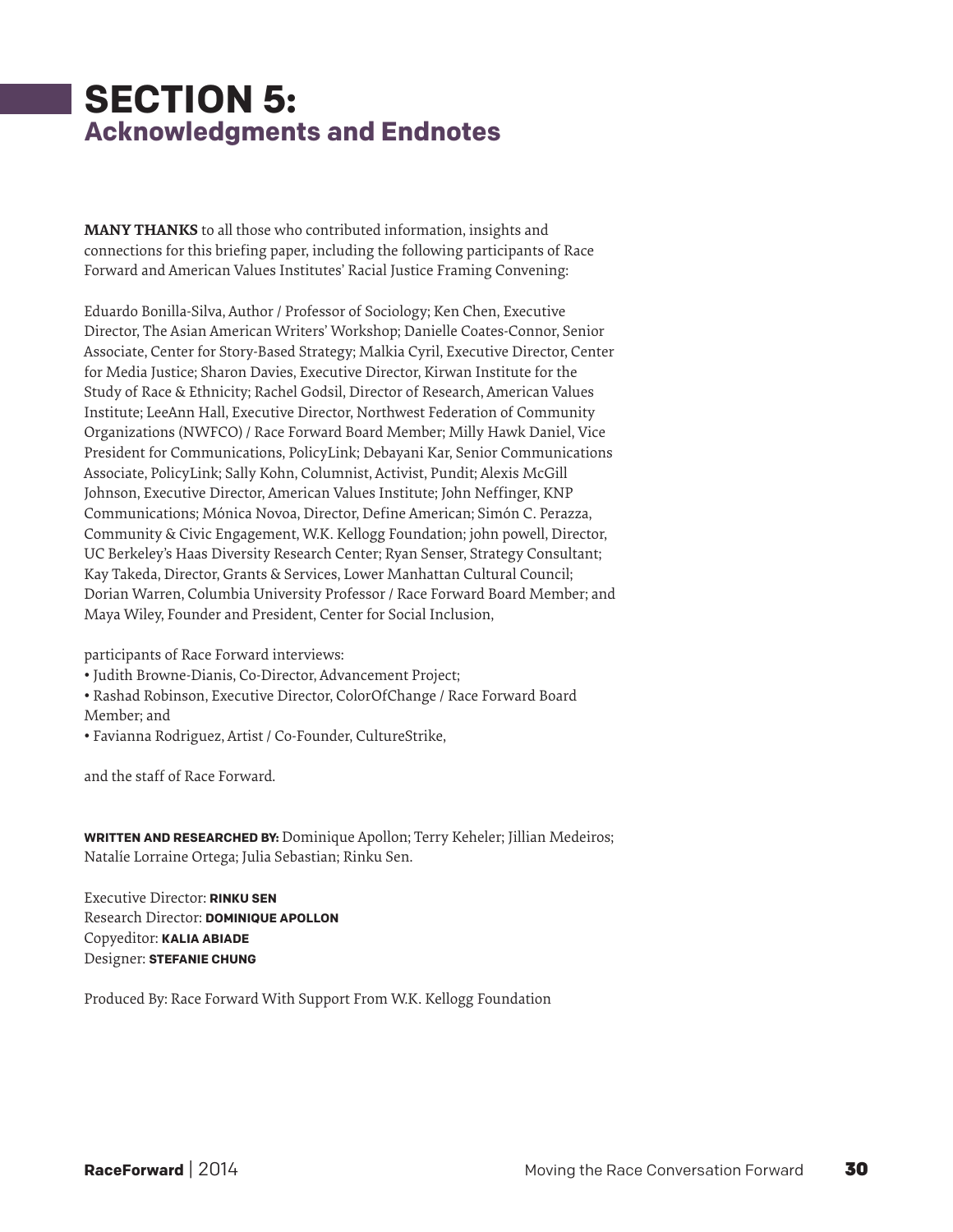# SECTION 5:
## Acknowledgments and Endnotes

**MANY THANKS** to all those who contributed information, insights and connections for this briefing paper, including the following participants of Race Forward and American Values Institutes' Racial Justice Framing Convening:

Eduardo Bonilla-Silva, Author / Professor of Sociology; Ken Chen, Executive Director, The Asian American Writers' Workshop; Danielle Coates-Connor, Senior Associate, Center for Story-Based Strategy; Malkia Cyril, Executive Director, Center for Media Justice; Sharon Davies, Executive Director, Kirwan Institute for the Study of Race & Ethnicity; Rachel Godsil, Director of Research, American Values Institute; LeeAnn Hall, Executive Director, Northwest Federation of Community Organizations (NWFCO) / Race Forward Board Member; Milly Hawk Daniel, Vice President for Communications, PolicyLink; Debayani Kar, Senior Communications Associate, PolicyLink; Sally Kohn, Columnist, Activist, Pundit; Alexis McGill Johnson, Executive Director, American Values Institute; John Neffinger, KNP Communications; Mónica Novoa, Director, Define American; Simón C. Perazza, Community & Civic Engagement, W.K. Kellogg Foundation; john powell, Director, UC Berkeley's Haas Diversity Research Center; Ryan Senser, Strategy Consultant; Kay Takeda, Director, Grants & Services, Lower Manhattan Cultural Council; Dorian Warren, Columbia University Professor / Race Forward Board Member; and Maya Wiley, Founder and President, Center for Social Inclusion,

participants of Race Forward interviews:

- Judith Browne-Dianis, Co-Director, Advancement Project;
- Rashad Robinson, Executive Director, ColorOfChange / Race Forward Board Member; and
- Favianna Rodriguez, Artist / Co-Founder, CultureStrike,

and the staff of Race Forward.

**WRITTEN AND RESEARCHED BY:** Dominique Apollon; Terry Keheler; Jillian Medeiros; Natalie Lorraine Ortega; Julia Sebastian; Rinku Sen.

Executive Director: **RINKU SEN**
Research Director: **DOMINIQUE APOLLON**
Copyeditor: **KALIA ABIADE**
Designer: **STEFANIE CHUNG**

Produced By: Race Forward With Support From W.K. Kellogg Foundation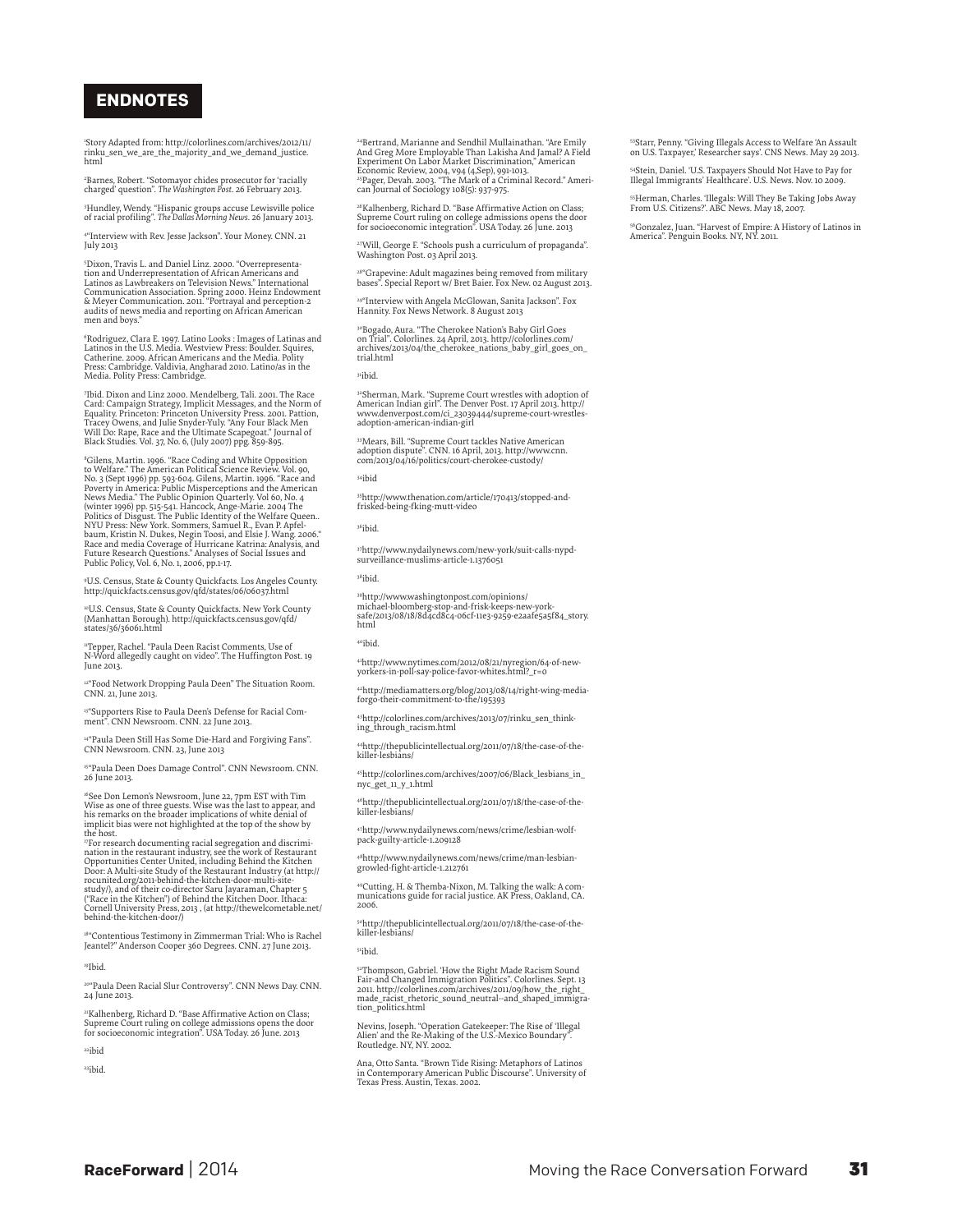# ENDNOTES

[1]Story Adapted from: http://colorlines.com/archives/2012/11/rinku_sen_we_are_the_majority_and_we_demand_justice.html

[2]Barnes, Robert. "Sotomayor chides prosecutor for 'racially charged' question". *The Washington Post*. 26 February 2013.

[3]Hundley, Wendy. "Hispanic groups accuse Lewisville police of racial profiling". *The Dallas Morning News*. 26 January 2013.

[4]"Interview with Rev. Jesse Jackson". Your Money. CNN. 21 July 2013

[5]Dixon, Travis L. and Daniel Linz. 2000. "Overrepresentation and Underrepresentation of African Americans and Latinos as Lawbreakers on Television News." International Communication Association. Spring 2000. Heinz Endowment & Meyer Communication. 2011. "Portrayal and perception-2 audits of news media and reporting on African American men and boys."

[6]Rodriguez, Clara E. 1997. Latino Looks : Images of Latinas and Latinos in the U.S. Media. Westview Press: Boulder. Squires, Catherine. 2009. African Americans and the Media. Polity Press: Cambridge. Valdivia, Angharad 2010. Latino/as in the Media. Polity Press: Cambridge.

[7]Ibid. Dixon and Linz 2000. Mendelberg, Tali. 2001. The Race Card: Campaign Strategy, Implicit Messages, and the Norm of Equality. Princeton: Princeton University Press. 2001. Pattion, Tracey Owens, and Julie Snyder-Yuly. "Any Four Black Men Will Do: Rape, Race and the Ultimate Scapegoat." Journal of Black Studies. Vol. 37, No. 6, (July 2007) ppg. 859-895.

[8]Gilens, Martin. 1996. "Race Coding and White Opposition to Welfare." The American Political Science Review. Vol. 90, No. 3 (Sept 1996) pp. 593-604. Gilens, Martin. 1996. "Race and Poverty in America: Public Misperceptions and the American News Media." The Public Opinion Quarterly. Vol 60, No. 4 (winter 1996) pp. 515-541. Hancock, Ange-Marie. 2004 The Politics of Disgust. The Public Identity of the Welfare Queen.. NYU Press: New York. Sommers, Samuel R., Evan P. Apfelbaum, Kristin N. Dukes, Negin Toosi, and Elsie J. Wang. 2006." Race and media Coverage of Hurricane Katrina: Analysis, and Future Research Questions." Analyses of Social Issues and Public Policy, Vol. 6, No. 1, 2006, pp.1-17.

[9]U.S. Census, State & County Quickfacts. Los Angeles County. http://quickfacts.census.gov/qfd/states/06/06037.html

[10]U.S. Census, State & County Quickfacts. New York County (Manhattan Borough). http://quickfacts.census.gov/qfd/states/36/36061.html

[11]Tepper, Rachel. "Paula Deen Racist Comments, Use of N-Word allegedly caught on video". The Huffington Post. 19 June 2013.

[12]"Food Network Dropping Paula Deen" The Situation Room. CNN. 21, June 2013.

[13]"Supporters Rise to Paula Deen's Defense for Racial Comment". CNN Newsroom. CNN. 22 June 2013.

[14]"Paula Deen Still Has Some Die-Hard and Forgiving Fans". CNN Newsroom. CNN. 23, June 2013

[15]"Paula Deen Does Damage Control". CNN Newsroom. CNN. 26 June 2013.

[16]See Don Lemon's Newsroom, June 22, 7pm EST with Tim Wise as one of three guests. Wise was the last to appear, and his remarks on the broader implications of white denial of implicit bias were not highlighted at the top of the show by the host.

[17]For research documenting racial segregation and discrimination in the restaurant industry, see the work of Restaurant Opportunities Center United, including Behind the Kitchen Door: A Multi-site Study of the Restaurant Industry (at http://rocunited.org/2011-behind-the-kitchen-door-multi-site-study/), and of their co-director Saru Jayaraman, Chapter 5 ("Race in the Kitchen") of Behind the Kitchen Door. Ithaca: Cornell University Press, 2013 , (at http://thewelcometable.net/behind-the-kitchen-door/)

[18]"Contentious Testimony in Zimmerman Trial: Who is Rachel Jeantel?" Anderson Cooper 360 Degrees. CNN. 27 June 2013.

[19]Ibid.

[20]"Paula Deen Racial Slur Controversy". CNN News Day. CNN. 24 June 2013.

[21]Kalhenberg, Richard D. "Base Affirmative Action on Class; Supreme Court ruling on college admissions opens the door for socioeconomic integration". USA Today. 26 June. 2013

[22]ibid

[23]ibid.

[24]Bertrand, Marianne and Sendhil Mullainathan. "Are Emily And Greg More Employable Than Lakisha And Jamal? A Field Experiment On Labor Market Discrimination," American Economic Review, 2004, v94 (4,Sep), 991-1013.

[25]Pager, Devah. 2003. "The Mark of a Criminal Record." American Journal of Sociology 108(5): 937-975.

[26]Kalhenberg, Richard D. "Base Affirmative Action on Class; Supreme Court ruling on college admissions opens the door for socioeconomic integration". USA Today. 26 June. 2013

[27]Will, George F. "Schools push a curriculum of propaganda". Washington Post. 03 April 2013.

[28]"Grapevine: Adult magazines being removed from military bases". Special Report w/ Bret Baier. Fox New. 02 August 2013.

[29]"Interview with Angela McGlowan, Sanita Jackson". Fox Hannity. Fox News Network. 8 August 2013

[30]Bogado, Aura. "The Cherokee Nation's Baby Girl Goes on Trial". Colorlines. 24 April, 2013. http://colorlines.com/archives/2013/04/the_cherokee_nations_baby_girl_goes_on_trial.html

[31]ibid.

[32]Sherman, Mark. "Supreme Court wrestles with adoption of American Indian girl". The Denver Post. 17 April 2013. http://www.denverpost.com/ci_23039444/supreme-court-wrestles-adoption-american-indian-girl

[33]Mears, Bill. "Supreme Court tackles Native American adoption dispute". CNN. 16 April, 2013. http://www.cnn.com/2013/04/16/politics/court-cherokee-custody/

[34]ibid

[35]http://www.thenation.com/article/170413/stopped-and-frisked-being-fking-mutt-video

[36]ibid.

[37]http://www.nydailynews.com/new-york/suit-calls-nypd-surveillance-muslims-article-1.1376051

[38]ibid.

[39]http://www.washingtonpost.com/opinions/michael-bloomberg-stop-and-frisk-keeps-new-york-safe/2013/08/18/8d4cd8c4-06cf-11e3-9259-e2aafe5a5f84_story.html

[40]ibid.

[41]http://www.nytimes.com/2012/08/21/nyregion/64-of-new-yorkers-in-poll-say-police-favor-whites.html?_r=0

[42]http://mediamatters.org/blog/2013/08/14/right-wing-media-forgo-their-commitment-to-the/195393

[43]http://colorlines.com/archives/2013/07/rinku_sen_thinking_through_racism.html

[44]http://thepublicintellectual.org/2011/07/18/the-case-of-the-killer-lesbians/

[45]http://colorlines.com/archives/2007/06/Black_lesbians_in_nyc_get_11_y_1.html

[46]http://thepublicintellectual.org/2011/07/18/the-case-of-the-killer-lesbians/

[47]http://www.nydailynews.com/news/crime/lesbian-wolf-pack-guilty-article-1.209128

[48]http://www.nydailynews.com/news/crime/man-lesbian-growled-fight-article-1.212761

[49]Cutting, H. & Themba-Nixon, M. Talking the walk: A communications guide for racial justice. AK Press, Oakland, CA. 2006.

[50]http://thepublicintellectual.org/2011/07/18/the-case-of-the-killer-lesbians/

[51]ibid.

[52]Thompson, Gabriel. 'How the Right Made Racism Sound Fair-and Changed Immigration Politics". Colorlines. Sept. 13 2011. http://colorlines.com/archives/2011/09/how_the_right_made_racist_rhetoric_sound_neutral--and_shaped_immigration_politics.html

Nevins, Joseph. "Operation Gatekeeper: The Rise of 'Illegal Alien' and the Re-Making of the U.S.-Mexico Boundary". Routledge. NY, NY. 2002.

Ana, Otto Santa. "Brown Tide Rising: Metaphors of Latinos in Contemporary American Public Discourse". University of Texas Press. Austin, Texas. 2002.

[53]Starr, Penny. "Giving Illegals Access to Welfare 'An Assault on U.S. Taxpayer,' Researcher says'. CNS News. May 29 2013.

[54]Stein, Daniel. 'U.S. Taxpayers Should Not Have to Pay for Illegal Immigrants' Healthcare'. U.S. News. Nov. 10 2009.

[55]Herman, Charles. 'Illegals: Will They Be Taking Jobs Away From U.S. Citizens?'. ABC News. May 18, 2007.

[56]Gonzalez, Juan. "Harvest of Empire: A History of Latinos in America". Penguin Books. NY, NY. 2011.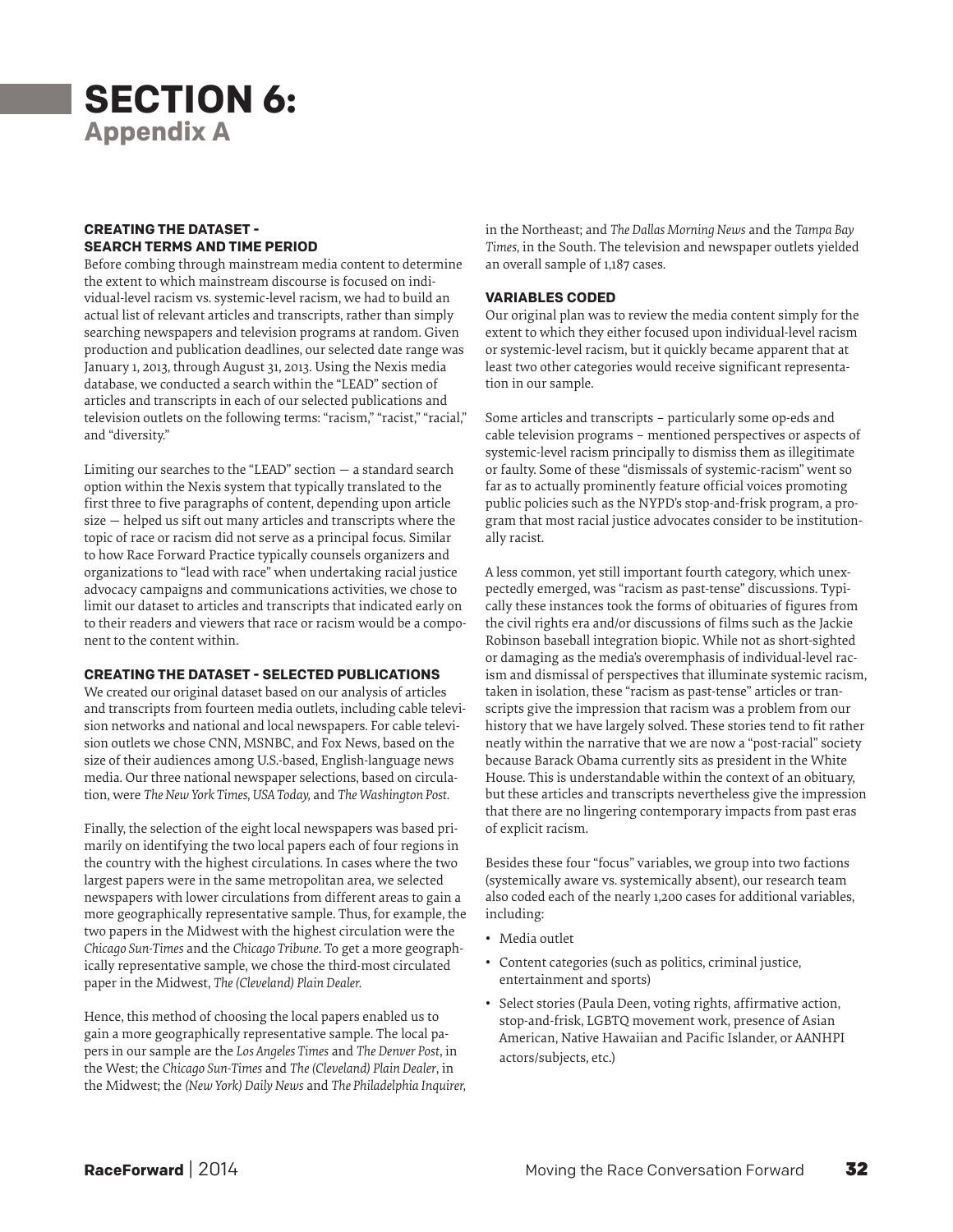# SECTION 6:
## Appendix A

### CREATING THE DATASET - SEARCH TERMS AND TIME PERIOD

Before combing through mainstream media content to determine the extent to which mainstream discourse is focused on individual-level racism vs. systemic-level racism, we had to build an actual list of relevant articles and transcripts, rather than simply searching newspapers and television programs at random. Given production and publication deadlines, our selected date range was January 1, 2013, through August 31, 2013. Using the Nexis media database, we conducted a search within the "LEAD" section of articles and transcripts in each of our selected publications and television outlets on the following terms: "racism," "racist," "racial," and "diversity."

Limiting our searches to the "LEAD" section — a standard search option within the Nexis system that typically translated to the first three to five paragraphs of content, depending upon article size — helped us sift out many articles and transcripts where the topic of race or racism did not serve as a principal focus. Similar to how Race Forward Practice typically counsels organizers and organizations to "lead with race" when undertaking racial justice advocacy campaigns and communications activities, we chose to limit our dataset to articles and transcripts that indicated early on to their readers and viewers that race or racism would be a component to the content within.

### CREATING THE DATASET - SELECTED PUBLICATIONS

We created our original dataset based on our analysis of articles and transcripts from fourteen media outlets, including cable television networks and national and local newspapers. For cable television outlets we chose CNN, MSNBC, and Fox News, based on the size of their audiences among U.S.-based, English-language news media. Our three national newspaper selections, based on circulation, were *The New York Times*, *USA Today*, and *The Washington Post*.

Finally, the selection of the eight local newspapers was based primarily on identifying the two local papers each of four regions in the country with the highest circulations. In cases where the two largest papers were in the same metropolitan area, we selected newspapers with lower circulations from different areas to gain a more geographically representative sample. Thus, for example, the two papers in the Midwest with the highest circulation were the *Chicago Sun-Times* and the *Chicago Tribune*. To get a more geographically representative sample, we chose the third-most circulated paper in the Midwest, *The (Cleveland) Plain Dealer*.

Hence, this method of choosing the local papers enabled us to gain a more geographically representative sample. The local papers in our sample are the *Los Angeles Times* and *The Denver Post*, in the West; the *Chicago Sun-Times* and *The (Cleveland) Plain Dealer*, in the Midwest; the *(New York) Daily News* and *The Philadelphia Inquirer*, in the Northeast; and *The Dallas Morning News* and the *Tampa Bay Times*, in the South. The television and newspaper outlets yielded an overall sample of 1,187 cases.

### VARIABLES CODED

Our original plan was to review the media content simply for the extent to which they either focused upon individual-level racism or systemic-level racism, but it quickly became apparent that at least two other categories would receive significant representation in our sample.

Some articles and transcripts – particularly some op-eds and cable television programs – mentioned perspectives or aspects of systemic-level racism principally to dismiss them as illegitimate or faulty. Some of these "dismissals of systemic-racism" went so far as to actually prominently feature official voices promoting public policies such as the NYPD's stop-and-frisk program, a program that most racial justice advocates consider to be institutionally racist.

A less common, yet still important fourth category, which unexpectedly emerged, was "racism as past-tense" discussions. Typically these instances took the forms of obituaries of figures from the civil rights era and/or discussions of films such as the Jackie Robinson baseball integration biopic. While not as short-sighted or damaging as the media's overemphasis of individual-level racism and dismissal of perspectives that illuminate systemic racism, taken in isolation, these "racism as past-tense" articles or transcripts give the impression that racism was a problem from our history that we have largely solved. These stories tend to fit rather neatly within the narrative that we are now a "post-racial" society because Barack Obama currently sits as president in the White House. This is understandable within the context of an obituary, but these articles and transcripts nevertheless give the impression that there are no lingering contemporary impacts from past eras of explicit racism.

Besides these four "focus" variables, we group into two factions (systemically aware vs. systemically absent), our research team also coded each of the nearly 1,200 cases for additional variables, including:

- Media outlet
- Content categories (such as politics, criminal justice, entertainment and sports)
- Select stories (Paula Deen, voting rights, affirmative action, stop-and-frisk, LGBTQ movement work, presence of Asian American, Native Hawaiian and Pacific Islander, or AANHPI actors/subjects, etc.)